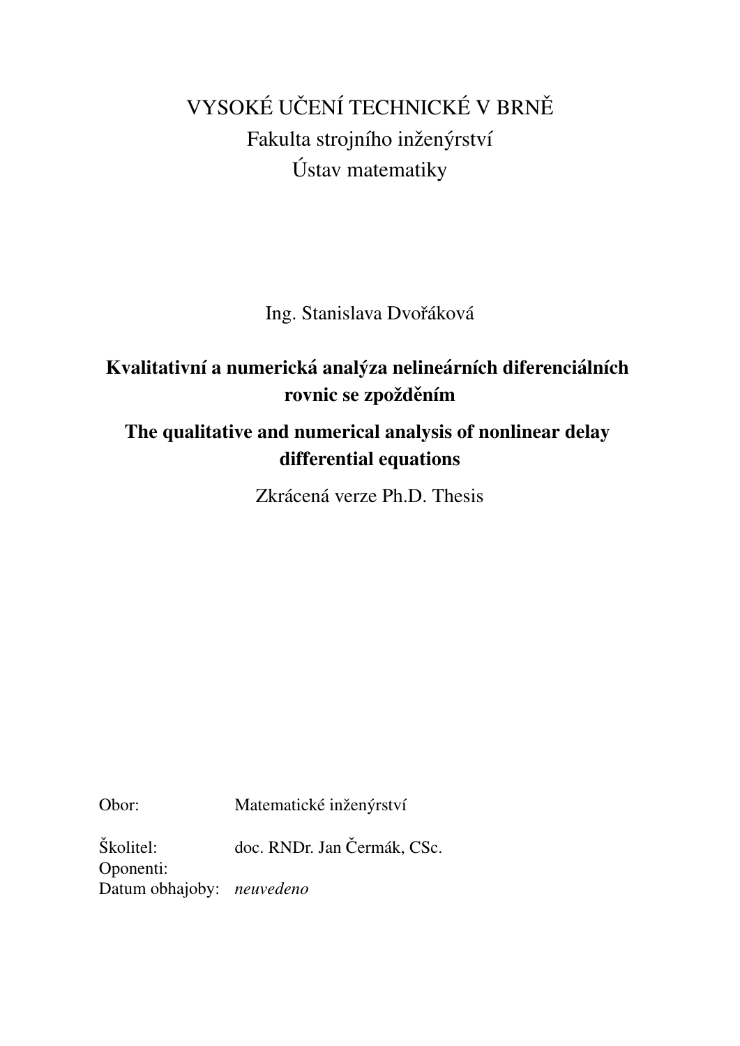VYSOKÉ UČENÍ TECHNICKÉ V BRNĚ

Fakulta strojního inženýrství

Ústav matematiky

Ing. Stanislava Dvořáková

**Kvalitativní a numerická analýza nelineárních diferenciálních rovnic se zpožděním**

**The qualitative and numerical analysis of nonlinear delay differential equations**

Zkrácená verze Ph.D. Thesis

Obor: Matematické inženýrství

Školitel: doc. RNDr. Jan Čermák, CSc.

Oponenti:

Datum obhajoby: *neuvedeno*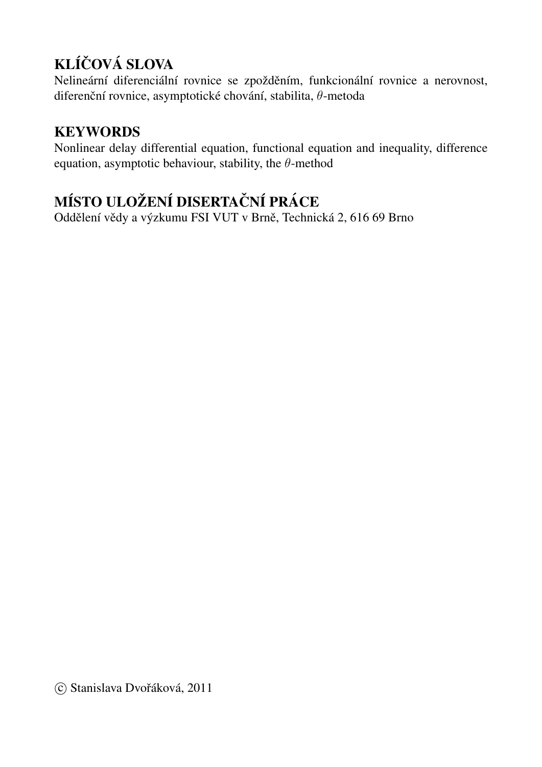## KLÍČOVÁ SLOVA

Nelineární diferenciální rovnice se zpožděním, funkcionální rovnice a nerovnost, diferenční rovnice, asymptotické chování, stabilita, $\theta$-metoda

## KEYWORDS

Nonlinear delay differential equation, functional equation and inequality, difference equation, asymptotic behaviour, stability, the $\theta$-method

## MÍSTO ULOŽENÍ DISERTAČNÍ PRÁCE

Oddělení vědy a výzkumu FSI VUT v Brně, Technická 2, 616 69 Brno

© Stanislava Dvořáková, 2011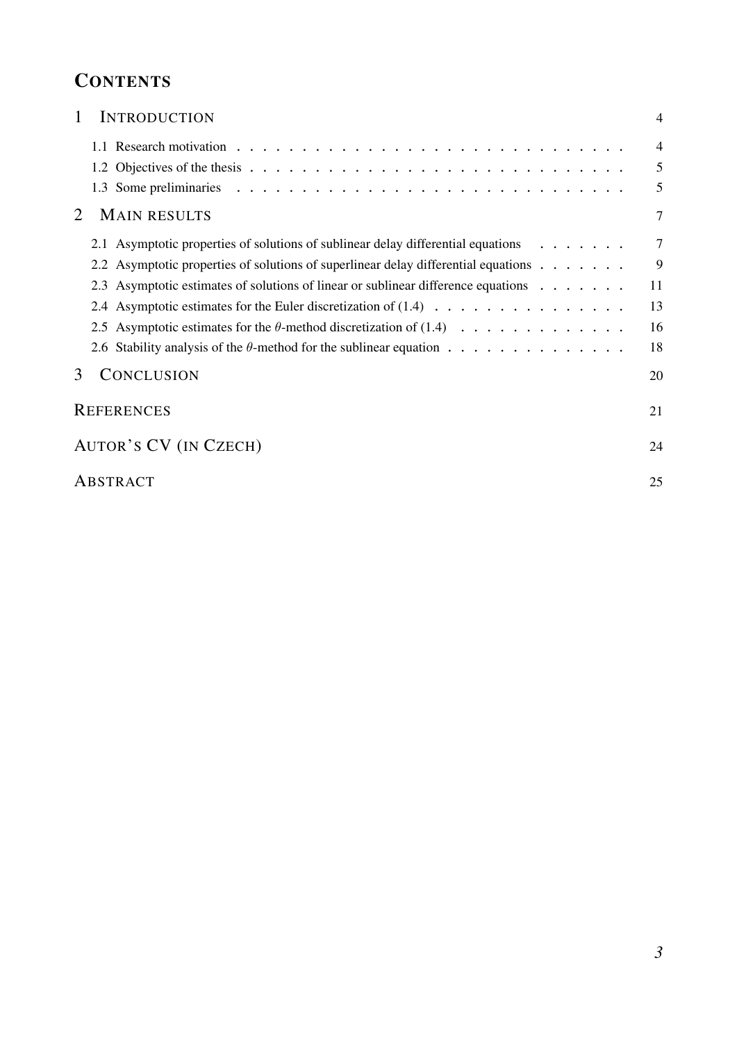# Contents

| | |
|---|---|
| 1 Introduction | 4 |
| 1.1 Research motivation | 4 |
| 1.2 Objectives of the thesis | 5 |
| 1.3 Some preliminaries | 5 |
| 2 Main results | 7 |
| 2.1 Asymptotic properties of solutions of sublinear delay differential equations | 7 |
| 2.2 Asymptotic properties of solutions of superlinear delay differential equations | 9 |
| 2.3 Asymptotic estimates of solutions of linear or sublinear difference equations | 11 |
| 2.4 Asymptotic estimates for the Euler discretization of (1.4) | 13 |
| 2.5 Asymptotic estimates for the $\theta$-method discretization of (1.4) | 16 |
| 2.6 Stability analysis of the $\theta$-method for the sublinear equation | 18 |
| 3 Conclusion | 20 |
| References | 21 |
| Autor's CV (in Czech) | 24 |
| Abstract | 25 |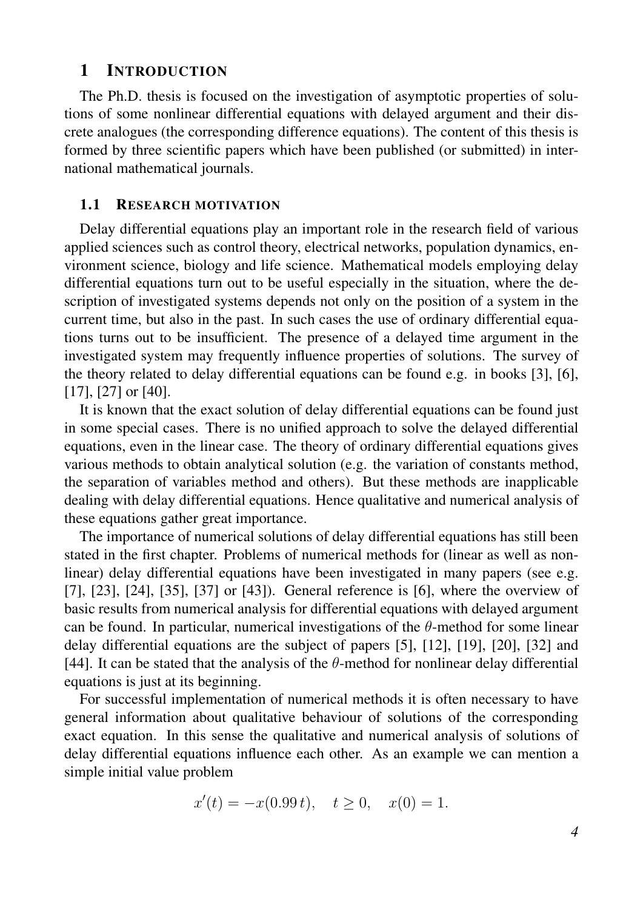# 1 INTRODUCTION

The Ph.D. thesis is focused on the investigation of asymptotic properties of solutions of some nonlinear differential equations with delayed argument and their discrete analogues (the corresponding difference equations). The content of this thesis is formed by three scientific papers which have been published (or submitted) in international mathematical journals.

## 1.1 RESEARCH MOTIVATION

Delay differential equations play an important role in the research field of various applied sciences such as control theory, electrical networks, population dynamics, environment science, biology and life science. Mathematical models employing delay differential equations turn out to be useful especially in the situation, where the description of investigated systems depends not only on the position of a system in the current time, but also in the past. In such cases the use of ordinary differential equations turns out to be insufficient. The presence of a delayed time argument in the investigated system may frequently influence properties of solutions. The survey of the theory related to delay differential equations can be found e.g. in books [3], [6], [17], [27] or [40].

It is known that the exact solution of delay differential equations can be found just in some special cases. There is no unified approach to solve the delayed differential equations, even in the linear case. The theory of ordinary differential equations gives various methods to obtain analytical solution (e.g. the variation of constants method, the separation of variables method and others). But these methods are inapplicable dealing with delay differential equations. Hence qualitative and numerical analysis of these equations gather great importance.

The importance of numerical solutions of delay differential equations has still been stated in the first chapter. Problems of numerical methods for (linear as well as nonlinear) delay differential equations have been investigated in many papers (see e.g. [7], [23], [24], [35], [37] or [43]). General reference is [6], where the overview of basic results from numerical analysis for differential equations with delayed argument can be found. In particular, numerical investigations of the $\theta$-method for some linear delay differential equations are the subject of papers [5], [12], [19], [20], [32] and [44]. It can be stated that the analysis of the $\theta$-method for nonlinear delay differential equations is just at its beginning.

For successful implementation of numerical methods it is often necessary to have general information about qualitative behaviour of solutions of the corresponding exact equation. In this sense the qualitative and numerical analysis of solutions of delay differential equations influence each other. As an example we can mention a simple initial value problem

$$x'(t) = -x(0.99\,t), \quad t \geq 0, \quad x(0) = 1.$$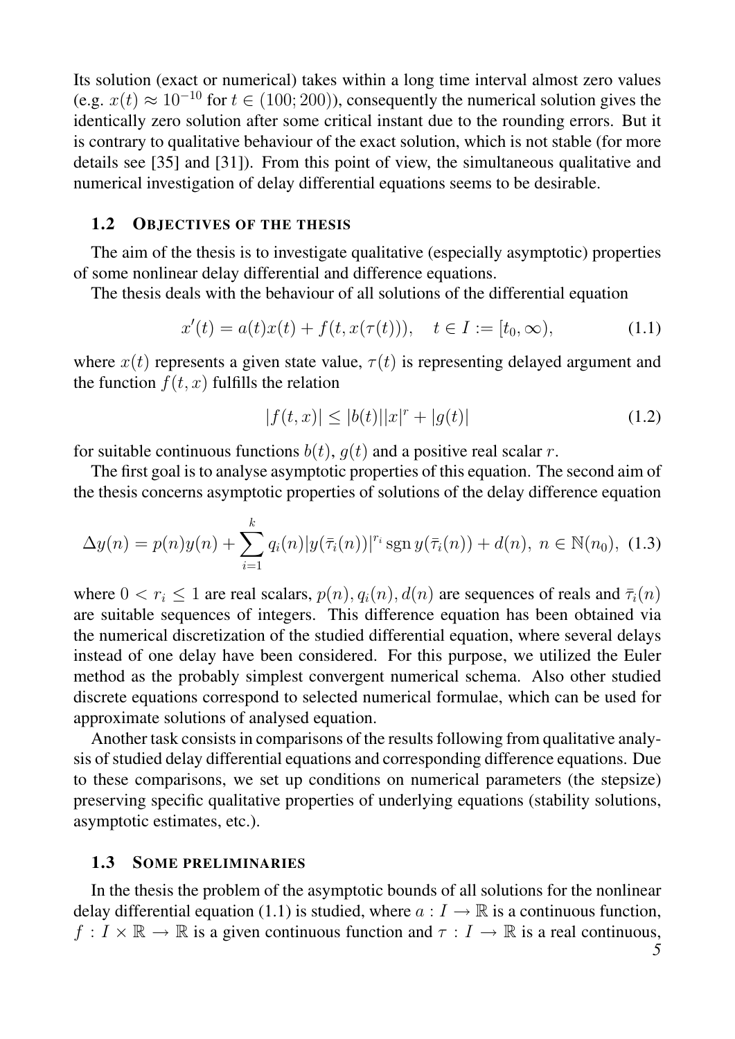Its solution (exact or numerical) takes within a long time interval almost zero values (e.g. $x(t) \approx 10^{-10}$ for $t \in (100; 200)$), consequently the numerical solution gives the identically zero solution after some critical instant due to the rounding errors. But it is contrary to qualitative behaviour of the exact solution, which is not stable (for more details see [35] and [31]). From this point of view, the simultaneous qualitative and numerical investigation of delay differential equations seems to be desirable.

## 1.2 Objectives of the thesis

The aim of the thesis is to investigate qualitative (especially asymptotic) properties of some nonlinear delay differential and difference equations.

The thesis deals with the behaviour of all solutions of the differential equation

$$x'(t) = a(t)x(t) + f(t, x(\tau(t))), \quad t \in I := [t_0, \infty), \tag{1.1}$$

where $x(t)$ represents a given state value, $\tau(t)$ is representing delayed argument and the function $f(t, x)$ fulfills the relation

$$|f(t, x)| \le |b(t)||x|^r + |g(t)| \tag{1.2}$$

for suitable continuous functions $b(t)$, $g(t)$ and a positive real scalar $r$.

The first goal is to analyse asymptotic properties of this equation. The second aim of the thesis concerns asymptotic properties of solutions of the delay difference equation

$$\Delta y(n) = p(n)y(n) + \sum_{i=1}^{k} q_i(n)|y(\bar{\tau}_i(n))|^{r_i} \operatorname{sgn} y(\bar{\tau}_i(n)) + d(n), \; n \in \mathbb{N}(n_0), \tag{1.3}$$

where $0 < r_i \le 1$ are real scalars, $p(n), q_i(n), d(n)$ are sequences of reals and $\bar{\tau}_i(n)$ are suitable sequences of integers. This difference equation has been obtained via the numerical discretization of the studied differential equation, where several delays instead of one delay have been considered. For this purpose, we utilized the Euler method as the probably simplest convergent numerical schema. Also other studied discrete equations correspond to selected numerical formulae, which can be used for approximate solutions of analysed equation.

Another task consists in comparisons of the results following from qualitative analysis of studied delay differential equations and corresponding difference equations. Due to these comparisons, we set up conditions on numerical parameters (the stepsize) preserving specific qualitative properties of underlying equations (stability solutions, asymptotic estimates, etc.).

## 1.3 Some preliminaries

In the thesis the problem of the asymptotic bounds of all solutions for the nonlinear delay differential equation (1.1) is studied, where $a : I \to \mathbb{R}$ is a continuous function, $f : I \times \mathbb{R} \to \mathbb{R}$ is a given continuous function and $\tau : I \to \mathbb{R}$ is a real continuous,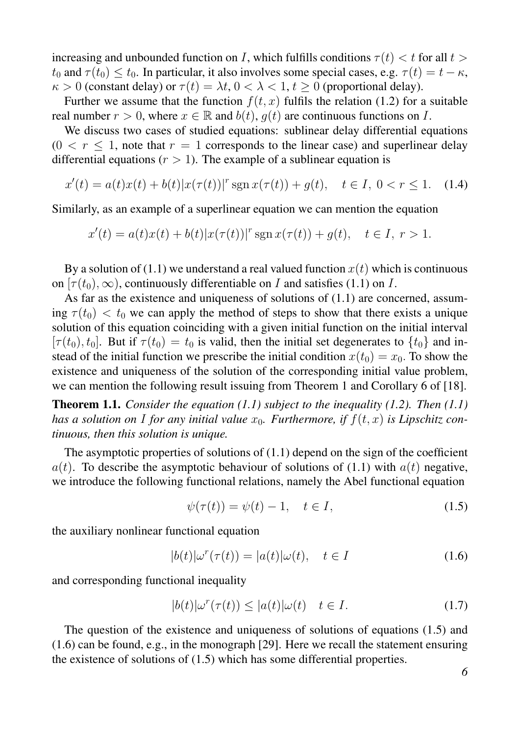increasing and unbounded function on $I$, which fulfills conditions $\tau(t) < t$ for all $t > t_0$ and $\tau(t_0) \leq t_0$. In particular, it also involves some special cases, e.g. $\tau(t) = t - \kappa$, $\kappa > 0$ (constant delay) or $\tau(t) = \lambda t$, $0 < \lambda < 1$, $t \geq 0$ (proportional delay).

Further we assume that the function $f(t, x)$ fulfils the relation (1.2) for a suitable real number $r > 0$, where $x \in \mathbb{R}$ and $b(t)$, $g(t)$ are continuous functions on $I$.

We discuss two cases of studied equations: sublinear delay differential equations ($0 < r \leq 1$, note that $r = 1$ corresponds to the linear case) and superlinear delay differential equations ($r > 1$). The example of a sublinear equation is

$$x'(t) = a(t)x(t) + b(t)|x(\tau(t))|^r \operatorname{sgn} x(\tau(t)) + g(t), \quad t \in I,\ 0 < r \leq 1. \tag{1.4}$$

Similarly, as an example of a superlinear equation we can mention the equation

$$x'(t) = a(t)x(t) + b(t)|x(\tau(t))|^r \operatorname{sgn} x(\tau(t)) + g(t), \quad t \in I,\ r > 1.$$

By a solution of (1.1) we understand a real valued function $x(t)$ which is continuous on $[\tau(t_0), \infty)$, continuously differentiable on $I$ and satisfies (1.1) on $I$.

As far as the existence and uniqueness of solutions of (1.1) are concerned, assuming $\tau(t_0) < t_0$ we can apply the method of steps to show that there exists a unique solution of this equation coinciding with a given initial function on the initial interval $[\tau(t_0), t_0]$. But if $\tau(t_0) = t_0$ is valid, then the initial set degenerates to $\{t_0\}$ and instead of the initial function we prescribe the initial condition $x(t_0) = x_0$. To show the existence and uniqueness of the solution of the corresponding initial value problem, we can mention the following result issuing from Theorem 1 and Corollary 6 of [18].

**Theorem 1.1.** *Consider the equation (1.1) subject to the inequality (1.2). Then (1.1) has a solution on $I$ for any initial value $x_0$. Furthermore, if $f(t, x)$ is Lipschitz continuous, then this solution is unique.*

The asymptotic properties of solutions of (1.1) depend on the sign of the coefficient $a(t)$. To describe the asymptotic behaviour of solutions of (1.1) with $a(t)$ negative, we introduce the following functional relations, namely the Abel functional equation

$$\psi(\tau(t)) = \psi(t) - 1, \quad t \in I, \tag{1.5}$$

the auxiliary nonlinear functional equation

$$|b(t)|\omega^r(\tau(t)) = |a(t)|\omega(t), \quad t \in I \tag{1.6}$$

and corresponding functional inequality

$$|b(t)|\omega^r(\tau(t)) \leq |a(t)|\omega(t) \quad t \in I. \tag{1.7}$$

The question of the existence and uniqueness of solutions of equations (1.5) and (1.6) can be found, e.g., in the monograph [29]. Here we recall the statement ensuring the existence of solutions of (1.5) which has some differential properties.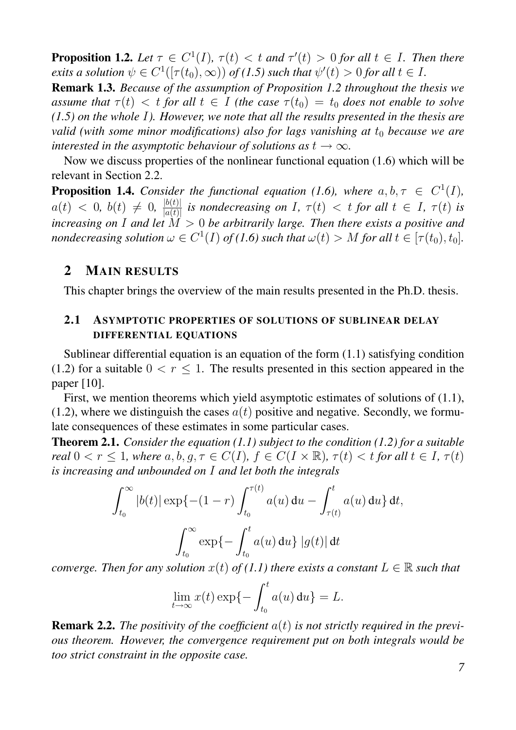**Proposition 1.2.** *Let $\tau \in C^1(I)$, $\tau(t) < t$ and $\tau'(t) > 0$ for all $t \in I$. Then there exits a solution $\psi \in C^1([\tau(t_0), \infty))$ of (1.5) such that $\psi'(t) > 0$ for all $t \in I$.*

**Remark 1.3.** *Because of the assumption of Proposition 1.2 throughout the thesis we assume that $\tau(t) < t$ for all $t \in I$ (the case $\tau(t_0) = t_0$ does not enable to solve (1.5) on the whole $I$). However, we note that all the results presented in the thesis are valid (with some minor modifications) also for lags vanishing at $t_0$ because we are interested in the asymptotic behaviour of solutions as $t \to \infty$.*

Now we discuss properties of the nonlinear functional equation (1.6) which will be relevant in Section 2.2.

**Proposition 1.4.** *Consider the functional equation (1.6), where $a, b, \tau \in C^1(I)$, $a(t) < 0$, $b(t) \neq 0$, $\frac{|b(t)|}{|a(t)|}$ is nondecreasing on $I$, $\tau(t) < t$ for all $t \in I$, $\tau(t)$ is increasing on $I$ and let $M > 0$ be arbitrarily large. Then there exists a positive and nondecreasing solution $\omega \in C^1(I)$ of (1.6) such that $\omega(t) > M$ for all $t \in [\tau(t_0), t_0]$.*

## 2 MAIN RESULTS

This chapter brings the overview of the main results presented in the Ph.D. thesis.

### 2.1 ASYMPTOTIC PROPERTIES OF SOLUTIONS OF SUBLINEAR DELAY DIFFERENTIAL EQUATIONS

Sublinear differential equation is an equation of the form (1.1) satisfying condition (1.2) for a suitable $0 < r \leq 1$. The results presented in this section appeared in the paper [10].

First, we mention theorems which yield asymptotic estimates of solutions of (1.1), (1.2), where we distinguish the cases $a(t)$ positive and negative. Secondly, we formulate consequences of these estimates in some particular cases.

**Theorem 2.1.** *Consider the equation (1.1) subject to the condition (1.2) for a suitable real $0 < r \leq 1$, where $a, b, g, \tau \in C(I)$, $f \in C(I \times \mathbb{R})$, $\tau(t) < t$ for all $t \in I$, $\tau(t)$ is increasing and unbounded on $I$ and let both the integrals*

$$\int_{t_0}^{\infty} |b(t)| \exp\{-(1-r)\int_{t_0}^{\tau(t)} a(u)\,\mathrm{d}u - \int_{\tau(t)}^{t} a(u)\,\mathrm{d}u\}\,\mathrm{d}t,$$

$$\int_{t_0}^{\infty} \exp\{-\int_{t_0}^{t} a(u)\,\mathrm{d}u\}\,|g(t)|\,\mathrm{d}t$$

*converge. Then for any solution $x(t)$ of (1.1) there exists a constant $L \in \mathbb{R}$ such that*

$$\lim_{t\to\infty} x(t) \exp\{-\int_{t_0}^{t} a(u)\,\mathrm{d}u\} = L.$$

**Remark 2.2.** *The positivity of the coefficient $a(t)$ is not strictly required in the previous theorem. However, the convergence requirement put on both integrals would be too strict constraint in the opposite case.*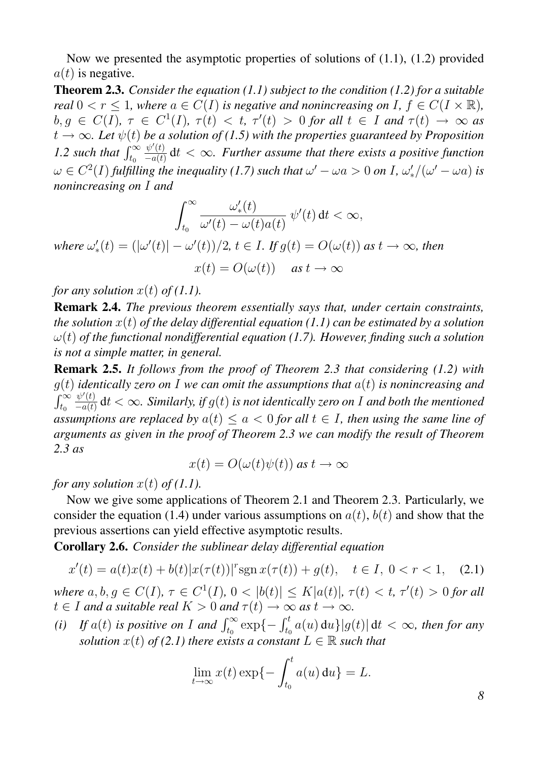Now we presented the asymptotic properties of solutions of (1.1), (1.2) provided $a(t)$ is negative.

**Theorem 2.3.** *Consider the equation (1.1) subject to the condition (1.2) for a suitable real $0 < r \leq 1$, where $a \in C(I)$ is negative and nonincreasing on $I$, $f \in C(I \times \mathbb{R})$, $b, g \in C(I)$, $\tau \in C^1(I)$, $\tau(t) < t$, $\tau'(t) > 0$ for all $t \in I$ and $\tau(t) \to \infty$ as $t \to \infty$. Let $\psi(t)$ be a solution of (1.5) with the properties guaranteed by Proposition 1.2 such that $\int_{t_0}^{\infty} \frac{\psi'(t)}{-a(t)} \, \mathrm{d}t < \infty$. Further assume that there exists a positive function $\omega \in C^2(I)$ fulfilling the inequality (1.7) such that $\omega' - \omega a > 0$ on $I$, $\omega'_*/(\omega' - \omega a)$ is nonincreasing on $I$ and*

$$\int_{t_0}^{\infty} \frac{\omega'_*(t)}{\omega'(t) - \omega(t)a(t)} \, \psi'(t) \, \mathrm{d}t < \infty,$$

*where $\omega'_*(t) = (|\omega'(t)| - \omega'(t))/2$, $t \in I$. If $g(t) = O(\omega(t))$ as $t \to \infty$, then*

$$x(t) = O(\omega(t)) \quad \text{as } t \to \infty$$

*for any solution $x(t)$ of (1.1).*

**Remark 2.4.** *The previous theorem essentially says that, under certain constraints, the solution $x(t)$ of the delay differential equation (1.1) can be estimated by a solution $\omega(t)$ of the functional nondifferential equation (1.7). However, finding such a solution is not a simple matter, in general.*

**Remark 2.5.** *It follows from the proof of Theorem 2.3 that considering (1.2) with $g(t)$ identically zero on $I$ we can omit the assumptions that $a(t)$ is nonincreasing and $\int_{t_0}^{\infty} \frac{\psi'(t)}{-a(t)} \, \mathrm{d}t < \infty$. Similarly, if $g(t)$ is not identically zero on $I$ and both the mentioned assumptions are replaced by $a(t) \leq a < 0$ for all $t \in I$, then using the same line of arguments as given in the proof of Theorem 2.3 we can modify the result of Theorem 2.3 as*

$$x(t) = O(\omega(t)\psi(t)) \text{ as } t \to \infty$$

*for any solution $x(t)$ of (1.1).*

Now we give some applications of Theorem 2.1 and Theorem 2.3. Particularly, we consider the equation (1.4) under various assumptions on $a(t)$, $b(t)$ and show that the previous assertions can yield effective asymptotic results.

**Corollary 2.6.** *Consider the sublinear delay differential equation*

$$x'(t) = a(t)x(t) + b(t)|x(\tau(t))|^r \operatorname{sgn} x(\tau(t)) + g(t), \quad t \in I, \ 0 < r < 1, \quad (2.1)$$

*where $a, b, g \in C(I)$, $\tau \in C^1(I)$, $0 < |b(t)| \leq K|a(t)|$, $\tau(t) < t$, $\tau'(t) > 0$ for all $t \in I$ and a suitable real $K > 0$ and $\tau(t) \to \infty$ as $t \to \infty$.*

*(i) If $a(t)$ is positive on $I$ and $\int_{t_0}^{\infty} \exp\{-\int_{t_0}^{t} a(u) \, \mathrm{d}u\}|g(t)| \, \mathrm{d}t < \infty$, then for any solution $x(t)$ of (2.1) there exists a constant $L \in \mathbb{R}$ such that*

$$\lim_{t \to \infty} x(t) \exp\{-\int_{t_0}^{t} a(u) \, \mathrm{d}u\} = L.$$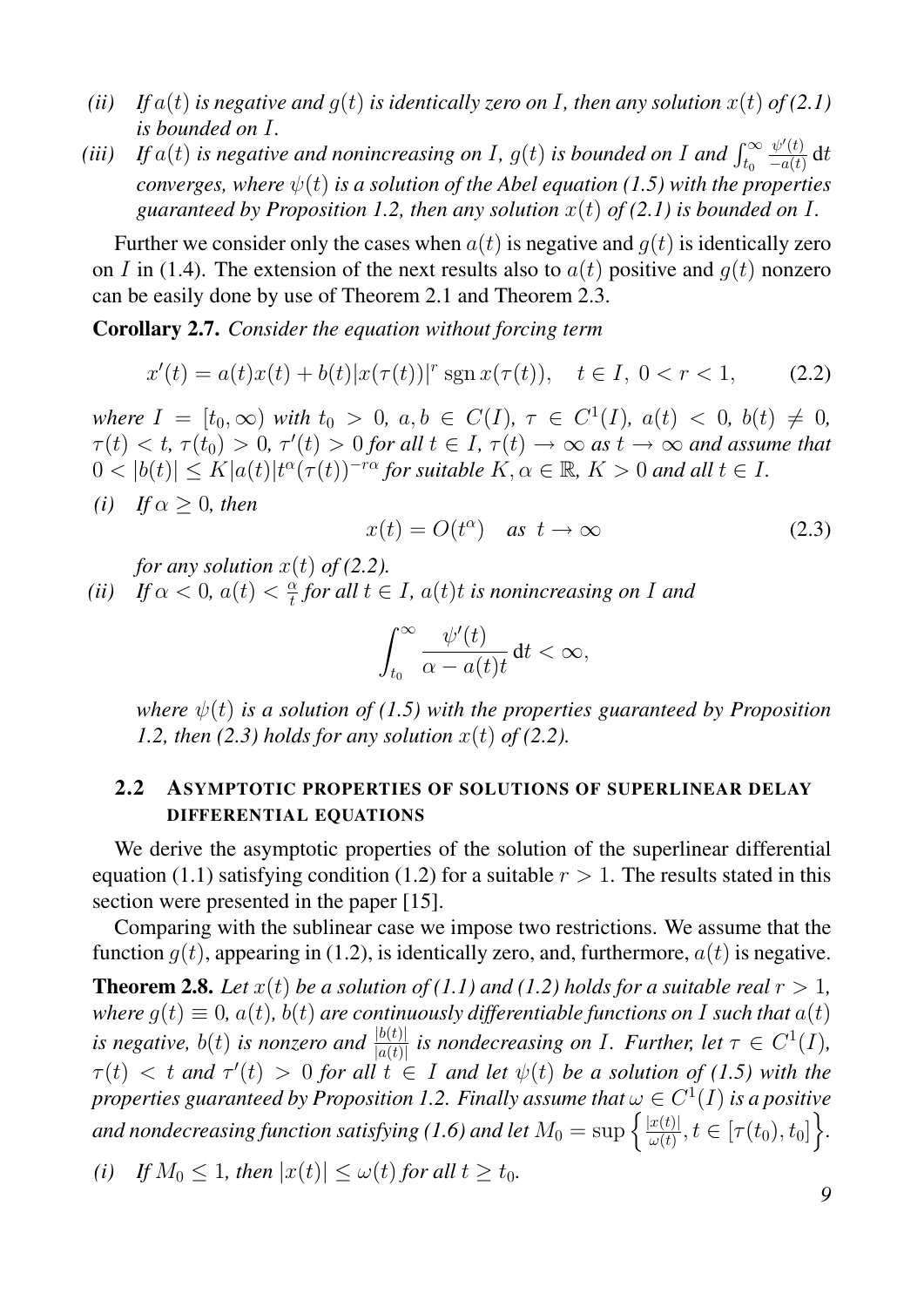*(ii)* *If $a(t)$ is negative and $g(t)$ is identically zero on $I$, then any solution $x(t)$ of (2.1) is bounded on $I$.*

*(iii)* *If $a(t)$ is negative and nonincreasing on $I$, $g(t)$ is bounded on $I$ and $\int_{t_0}^{\infty} \frac{\psi'(t)}{-a(t)}\,\mathrm{d}t$ converges, where $\psi(t)$ is a solution of the Abel equation (1.5) with the properties guaranteed by Proposition 1.2, then any solution $x(t)$ of (2.1) is bounded on $I$.*

Further we consider only the cases when $a(t)$ is negative and $g(t)$ is identically zero on $I$ in (1.4). The extension of the next results also to $a(t)$ positive and $g(t)$ nonzero can be easily done by use of Theorem 2.1 and Theorem 2.3.

**Corollary 2.7.** *Consider the equation without forcing term*

$$x'(t) = a(t)x(t) + b(t)|x(\tau(t))|^r \operatorname{sgn} x(\tau(t)), \quad t \in I,\ 0 < r < 1, \tag{2.2}$$

*where $I = [t_0, \infty)$ with $t_0 > 0$, $a, b \in C(I)$, $\tau \in C^1(I)$, $a(t) < 0$, $b(t) \neq 0$, $\tau(t) < t$, $\tau(t_0) > 0$, $\tau'(t) > 0$ for all $t \in I$, $\tau(t) \to \infty$ as $t \to \infty$ and assume that $0 < |b(t)| \leq K|a(t)|t^{\alpha}(\tau(t))^{-r\alpha}$ for suitable $K, \alpha \in \mathbb{R}$, $K > 0$ and all $t \in I$.*

*(i)* *If $\alpha \geq 0$, then*

$$x(t) = O(t^{\alpha}) \quad \text{as } t \to \infty \tag{2.3}$$

*for any solution $x(t)$ of (2.2).*

*(ii)* *If $\alpha < 0$, $a(t) < \frac{\alpha}{t}$ for all $t \in I$, $a(t)t$ is nonincreasing on $I$ and*

$$\int_{t_0}^{\infty} \frac{\psi'(t)}{\alpha - a(t)t}\,\mathrm{d}t < \infty,$$

*where $\psi(t)$ is a solution of (1.5) with the properties guaranteed by Proposition 1.2, then (2.3) holds for any solution $x(t)$ of (2.2).*

## 2.2 Asymptotic properties of solutions of superlinear delay differential equations

We derive the asymptotic properties of the solution of the superlinear differential equation (1.1) satisfying condition (1.2) for a suitable $r > 1$. The results stated in this section were presented in the paper [15].

Comparing with the sublinear case we impose two restrictions. We assume that the function $g(t)$, appearing in (1.2), is identically zero, and, furthermore, $a(t)$ is negative.

**Theorem 2.8.** *Let $x(t)$ be a solution of (1.1) and (1.2) holds for a suitable real $r > 1$, where $g(t) \equiv 0$, $a(t)$, $b(t)$ are continuously differentiable functions on $I$ such that $a(t)$ is negative, $b(t)$ is nonzero and $\frac{|b(t)|}{|a(t)|}$ is nondecreasing on $I$. Further, let $\tau \in C^1(I)$, $\tau(t) < t$ and $\tau'(t) > 0$ for all $t \in I$ and let $\psi(t)$ be a solution of (1.5) with the properties guaranteed by Proposition 1.2. Finally assume that $\omega \in C^1(I)$ is a positive and nondecreasing function satisfying (1.6) and let $M_0 = \sup\left\{\frac{|x(t)|}{\omega(t)}, t \in [\tau(t_0), t_0]\right\}$.*

*(i)* *If $M_0 \leq 1$, then $|x(t)| \leq \omega(t)$ for all $t \geq t_0$.*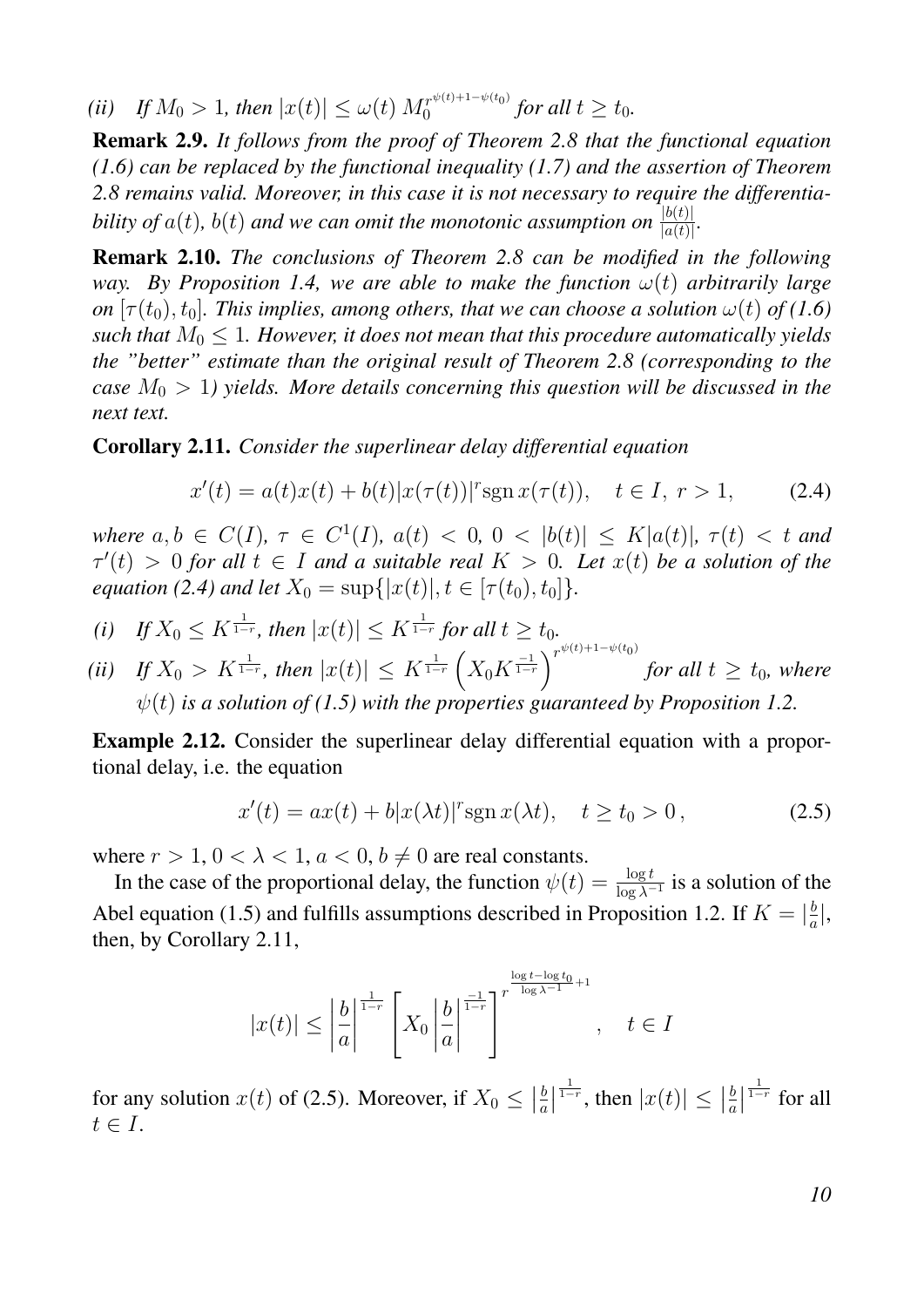*(ii)* *If $M_0 > 1$, then $|x(t)| \le \omega(t)\, M_0^{r^{\psi(t)+1-\psi(t_0)}}$ for all $t \ge t_0$.*

**Remark 2.9.** *It follows from the proof of Theorem 2.8 that the functional equation (1.6) can be replaced by the functional inequality (1.7) and the assertion of Theorem 2.8 remains valid. Moreover, in this case it is not necessary to require the differentiability of $a(t)$, $b(t)$ and we can omit the monotonic assumption on $\frac{|b(t)|}{|a(t)|}$.*

**Remark 2.10.** *The conclusions of Theorem 2.8 can be modified in the following way. By Proposition 1.4, we are able to make the function $\omega(t)$ arbitrarily large on $[\tau(t_0), t_0]$. This implies, among others, that we can choose a solution $\omega(t)$ of (1.6) such that $M_0 \le 1$. However, it does not mean that this procedure automatically yields the "better" estimate than the original result of Theorem 2.8 (corresponding to the case $M_0 > 1$) yields. More details concerning this question will be discussed in the next text.*

**Corollary 2.11.** *Consider the superlinear delay differential equation*

$$x'(t) = a(t)x(t) + b(t)|x(\tau(t))|^r \operatorname{sgn} x(\tau(t)), \quad t \in I,\ r > 1, \tag{2.4}$$

*where $a, b \in C(I)$, $\tau \in C^1(I)$, $a(t) < 0$, $0 < |b(t)| \le K|a(t)|$, $\tau(t) < t$ and $\tau'(t) > 0$ for all $t \in I$ and a suitable real $K > 0$. Let $x(t)$ be a solution of the equation (2.4) and let $X_0 = \sup\{|x(t)|, t \in [\tau(t_0), t_0]\}$.*

*(i)* *If $X_0 \le K^{\frac{1}{1-r}}$, then $|x(t)| \le K^{\frac{1}{1-r}}$ for all $t \ge t_0$.*

*(ii)* *If $X_0 > K^{\frac{1}{1-r}}$, then $|x(t)| \le K^{\frac{1}{1-r}} \left( X_0 K^{\frac{-1}{1-r}} \right)^{r^{\psi(t)+1-\psi(t_0)}}$ for all $t \ge t_0$, where $\psi(t)$ is a solution of (1.5) with the properties guaranteed by Proposition 1.2.*

**Example 2.12.** Consider the superlinear delay differential equation with a proportional delay, i.e. the equation

$$x'(t) = ax(t) + b|x(\lambda t)|^r \operatorname{sgn} x(\lambda t), \quad t \ge t_0 > 0\,, \tag{2.5}$$

where $r > 1$, $0 < \lambda < 1$, $a < 0$, $b \ne 0$ are real constants.

In the case of the proportional delay, the function $\psi(t) = \frac{\log t}{\log \lambda^{-1}}$ is a solution of the Abel equation (1.5) and fulfills assumptions described in Proposition 1.2. If $K = |\frac{b}{a}|$, then, by Corollary 2.11,

$$|x(t)| \le \left|\frac{b}{a}\right|^{\frac{1}{1-r}} \left[ X_0 \left|\frac{b}{a}\right|^{\frac{-1}{1-r}} \right]^{r^{\frac{\log t - \log t_0}{\log \lambda^{-1}} + 1}}, \quad t \in I$$

for any solution $x(t)$ of (2.5). Moreover, if $X_0 \le \left|\frac{b}{a}\right|^{\frac{1}{1-r}}$, then $|x(t)| \le \left|\frac{b}{a}\right|^{\frac{1}{1-r}}$ for all $t \in I$.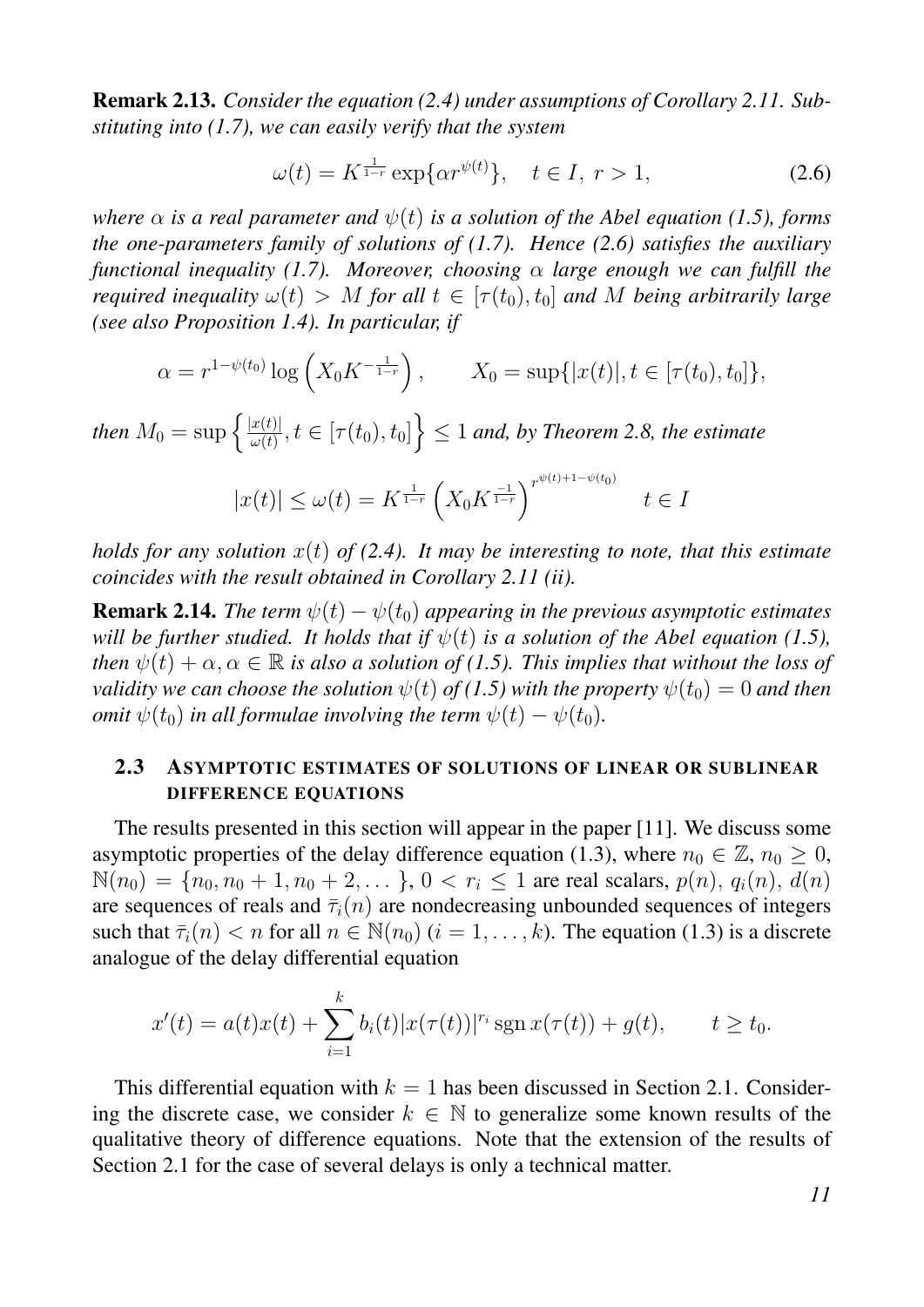**Remark 2.13.** *Consider the equation (2.4) under assumptions of Corollary 2.11. Substituting into (1.7), we can easily verify that the system*

$$\omega(t) = K^{\frac{1}{1-r}} \exp\{\alpha r^{\psi(t)}\}, \quad t \in I,\ r > 1, \tag{2.6}$$

*where $\alpha$ is a real parameter and $\psi(t)$ is a solution of the Abel equation (1.5), forms the one-parameters family of solutions of (1.7). Hence (2.6) satisfies the auxiliary functional inequality (1.7). Moreover, choosing $\alpha$ large enough we can fulfill the required inequality $\omega(t) > M$ for all $t \in [\tau(t_0), t_0]$ and $M$ being arbitrarily large (see also Proposition 1.4). In particular, if*

$$\alpha = r^{1-\psi(t_0)} \log\left(X_0 K^{-\frac{1}{1-r}}\right), \qquad X_0 = \sup\{|x(t)|, t \in [\tau(t_0), t_0]\},$$

*then $M_0 = \sup\left\{\frac{|x(t)|}{\omega(t)}, t \in [\tau(t_0), t_0]\right\} \le 1$ and, by Theorem 2.8, the estimate*

$$|x(t)| \le \omega(t) = K^{\frac{1}{1-r}} \left(X_0 K^{\frac{-1}{1-r}}\right)^{r^{\psi(t)+1-\psi(t_0)}} \qquad t \in I$$

*holds for any solution $x(t)$ of (2.4). It may be interesting to note, that this estimate coincides with the result obtained in Corollary 2.11 (ii).*

**Remark 2.14.** *The term $\psi(t) - \psi(t_0)$ appearing in the previous asymptotic estimates will be further studied. It holds that if $\psi(t)$ is a solution of the Abel equation (1.5), then $\psi(t) + \alpha, \alpha \in \mathbb{R}$ is also a solution of (1.5). This implies that without the loss of validity we can choose the solution $\psi(t)$ of (1.5) with the property $\psi(t_0) = 0$ and then omit $\psi(t_0)$ in all formulae involving the term $\psi(t) - \psi(t_0)$.*

### 2.3 Asymptotic estimates of solutions of linear or sublinear difference equations

The results presented in this section will appear in the paper [11]. We discuss some asymptotic properties of the delay difference equation (1.3), where $n_0 \in \mathbb{Z}$, $n_0 \ge 0$, $\mathbb{N}(n_0) = \{n_0, n_0+1, n_0+2, \dots\}$, $0 < r_i \le 1$ are real scalars, $p(n)$, $q_i(n)$, $d(n)$ are sequences of reals and $\bar{\tau}_i(n)$ are nondecreasing unbounded sequences of integers such that $\bar{\tau}_i(n) < n$ for all $n \in \mathbb{N}(n_0)$ $(i = 1, \dots, k)$. The equation (1.3) is a discrete analogue of the delay differential equation

$$x'(t) = a(t)x(t) + \sum_{i=1}^{k} b_i(t)|x(\tau(t))|^{r_i} \operatorname{sgn} x(\tau(t)) + g(t), \qquad t \ge t_0.$$

This differential equation with $k = 1$ has been discussed in Section 2.1. Considering the discrete case, we consider $k \in \mathbb{N}$ to generalize some known results of the qualitative theory of difference equations. Note that the extension of the results of Section 2.1 for the case of several delays is only a technical matter.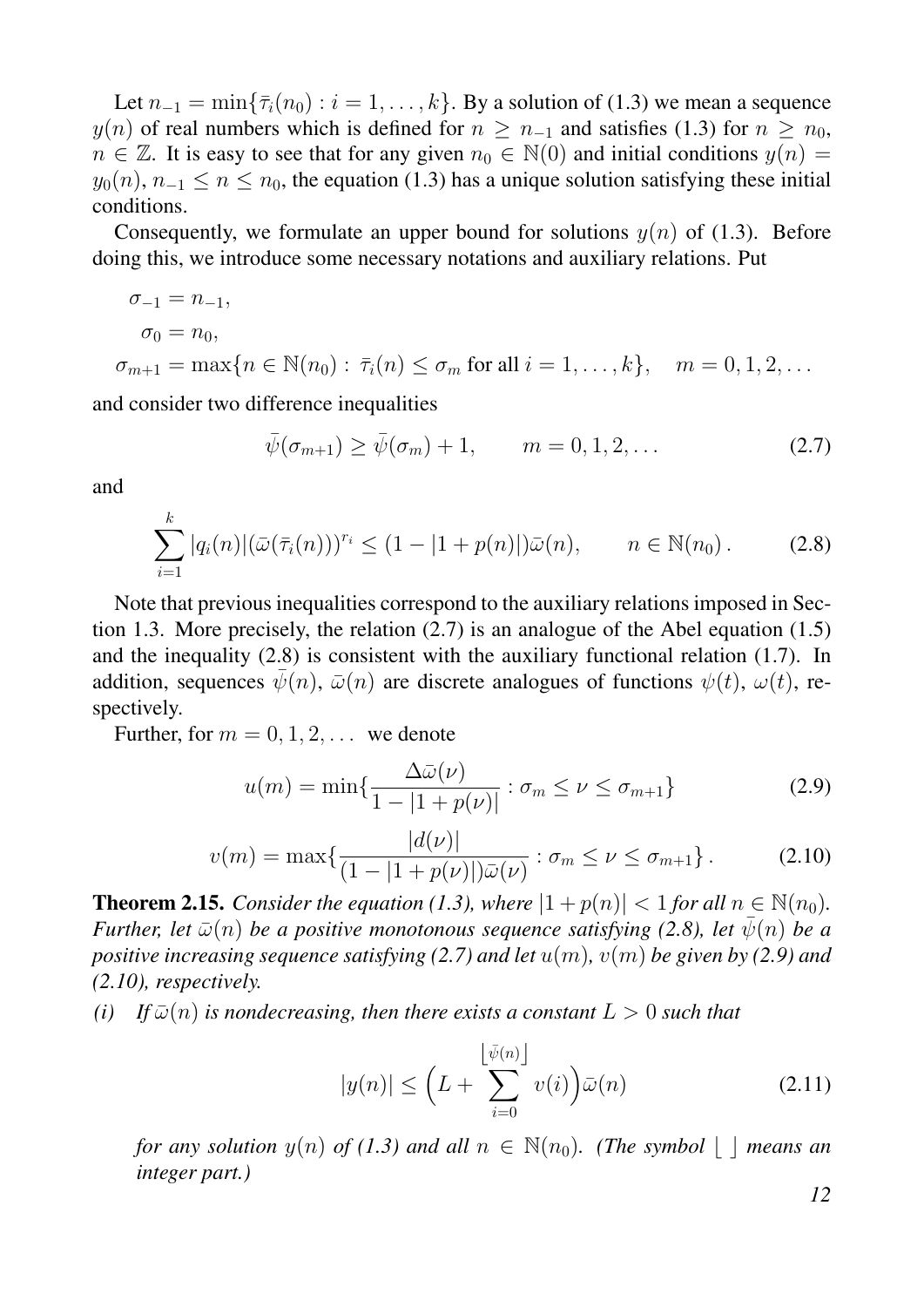Let $n_{-1} = \min\{\bar{\tau}_i(n_0) : i = 1, \dots, k\}$. By a solution of (1.3) we mean a sequence $y(n)$ of real numbers which is defined for $n \geq n_{-1}$ and satisfies (1.3) for $n \geq n_0$, $n \in \mathbb{Z}$. It is easy to see that for any given $n_0 \in \mathbb{N}(0)$ and initial conditions $y(n) = y_0(n)$, $n_{-1} \leq n \leq n_0$, the equation (1.3) has a unique solution satisfying these initial conditions.

Consequently, we formulate an upper bound for solutions $y(n)$ of (1.3). Before doing this, we introduce some necessary notations and auxiliary relations. Put

$$\sigma_{-1} = n_{-1},$$

$$\sigma_0 = n_0,$$

$$\sigma_{m+1} = \max\{n \in \mathbb{N}(n_0) : \bar{\tau}_i(n) \leq \sigma_m \text{ for all } i = 1, \dots, k\}, \quad m = 0, 1, 2, \dots$$

and consider two difference inequalities

$$\bar{\psi}(\sigma_{m+1}) \geq \bar{\psi}(\sigma_m) + 1, \qquad m = 0, 1, 2, \dots \tag{2.7}$$

and

$$\sum_{i=1}^{k} |q_i(n)| (\bar{\omega}(\bar{\tau}_i(n)))^{r_i} \leq (1 - |1 + p(n)|) \bar{\omega}(n), \qquad n \in \mathbb{N}(n_0)\,. \tag{2.8}$$

Note that previous inequalities correspond to the auxiliary relations imposed in Section 1.3. More precisely, the relation (2.7) is an analogue of the Abel equation (1.5) and the inequality (2.8) is consistent with the auxiliary functional relation (1.7). In addition, sequences $\bar{\psi}(n)$, $\bar{\omega}(n)$ are discrete analogues of functions $\psi(t)$, $\omega(t)$, respectively.

Further, for $m = 0, 1, 2, \dots$ we denote

$$u(m) = \min\{\frac{\Delta \bar{\omega}(\nu)}{1 - |1 + p(\nu)|} : \sigma_m \leq \nu \leq \sigma_{m+1}\} \tag{2.9}$$

$$v(m) = \max\{\frac{|d(\nu)|}{(1 - |1 + p(\nu)|)\bar{\omega}(\nu)} : \sigma_m \leq \nu \leq \sigma_{m+1}\}\,. \tag{2.10}$$

**Theorem 2.15.** *Consider the equation (1.3), where $|1 + p(n)| < 1$ for all $n \in \mathbb{N}(n_0)$. Further, let $\bar{\omega}(n)$ be a positive monotonous sequence satisfying (2.8), let $\bar{\psi}(n)$ be a positive increasing sequence satisfying (2.7) and let $u(m)$, $v(m)$ be given by (2.9) and (2.10), respectively.*

*(i) If $\bar{\omega}(n)$ is nondecreasing, then there exists a constant $L > 0$ such that*

$$|y(n)| \leq \Big(L + \sum_{i=0}^{\lfloor \bar{\psi}(n) \rfloor} v(i)\Big) \bar{\omega}(n) \tag{2.11}$$

*for any solution $y(n)$ of (1.3) and all $n \in \mathbb{N}(n_0)$. (The symbol $\lfloor\ \rfloor$ means an integer part.)*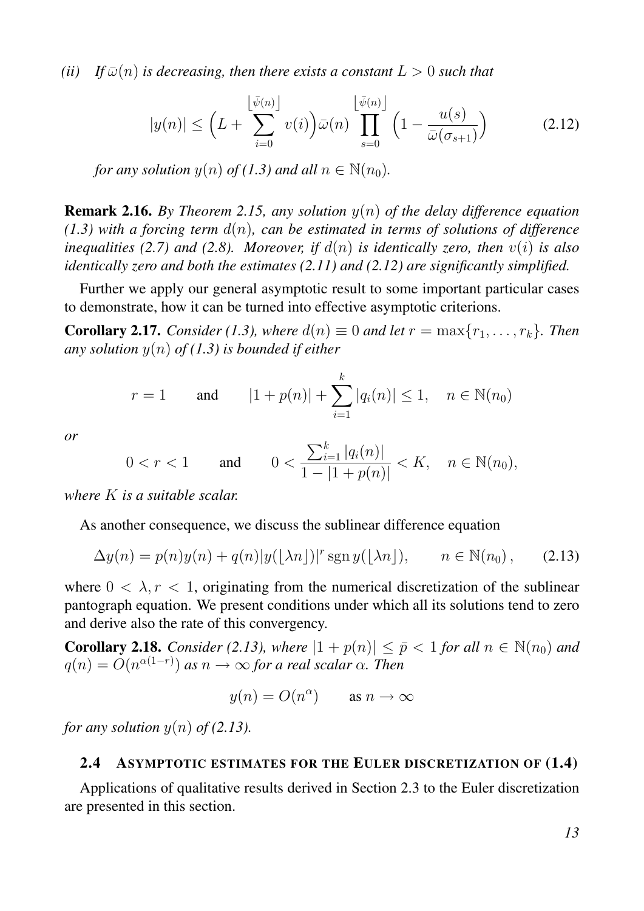*(ii) If $\bar{\omega}(n)$ is decreasing, then there exists a constant $L > 0$ such that*

$$|y(n)| \le \Big(L + \sum_{i=0}^{\lfloor \bar{\psi}(n) \rfloor} v(i)\Big)\bar{\omega}(n) \prod_{s=0}^{\lfloor \bar{\psi}(n) \rfloor} \Big(1 - \frac{u(s)}{\bar{\omega}(\sigma_{s+1})}\Big) \tag{2.12}$$

*for any solution $y(n)$ of (1.3) and all $n \in \mathbb{N}(n_0)$.*

**Remark 2.16.** *By Theorem 2.15, any solution $y(n)$ of the delay difference equation (1.3) with a forcing term $d(n)$, can be estimated in terms of solutions of difference inequalities (2.7) and (2.8). Moreover, if $d(n)$ is identically zero, then $v(i)$ is also identically zero and both the estimates (2.11) and (2.12) are significantly simplified.*

Further we apply our general asymptotic result to some important particular cases to demonstrate, how it can be turned into effective asymptotic criterions.

**Corollary 2.17.** *Consider (1.3), where $d(n) \equiv 0$ and let $r = \max\{r_1, \dots, r_k\}$. Then any solution $y(n)$ of (1.3) is bounded if either*

$$r = 1 \qquad \text{and} \qquad |1 + p(n)| + \sum_{i=1}^{k} |q_i(n)| \le 1, \quad n \in \mathbb{N}(n_0)$$

*or*

$$0 < r < 1 \qquad \text{and} \qquad 0 < \frac{\sum_{i=1}^{k} |q_i(n)|}{1 - |1 + p(n)|} < K, \quad n \in \mathbb{N}(n_0),$$

*where $K$ is a suitable scalar.*

As another consequence, we discuss the sublinear difference equation

$$\Delta y(n) = p(n)y(n) + q(n)|y(\lfloor \lambda n \rfloor)|^r \operatorname{sgn} y(\lfloor \lambda n \rfloor), \qquad n \in \mathbb{N}(n_0), \tag{2.13}$$

where $0 < \lambda, r < 1$, originating from the numerical discretization of the sublinear pantograph equation. We present conditions under which all its solutions tend to zero and derive also the rate of this convergency.

**Corollary 2.18.** *Consider (2.13), where $|1 + p(n)| \le \bar{p} < 1$ for all $n \in \mathbb{N}(n_0)$ and $q(n) = O(n^{\alpha(1-r)})$ as $n \to \infty$ for a real scalar $\alpha$. Then*

$$y(n) = O(n^{\alpha}) \qquad \text{as } n \to \infty$$

*for any solution $y(n)$ of (2.13).*

## 2.4 Asymptotic estimates for the Euler discretization of (1.4)

Applications of qualitative results derived in Section 2.3 to the Euler discretization are presented in this section.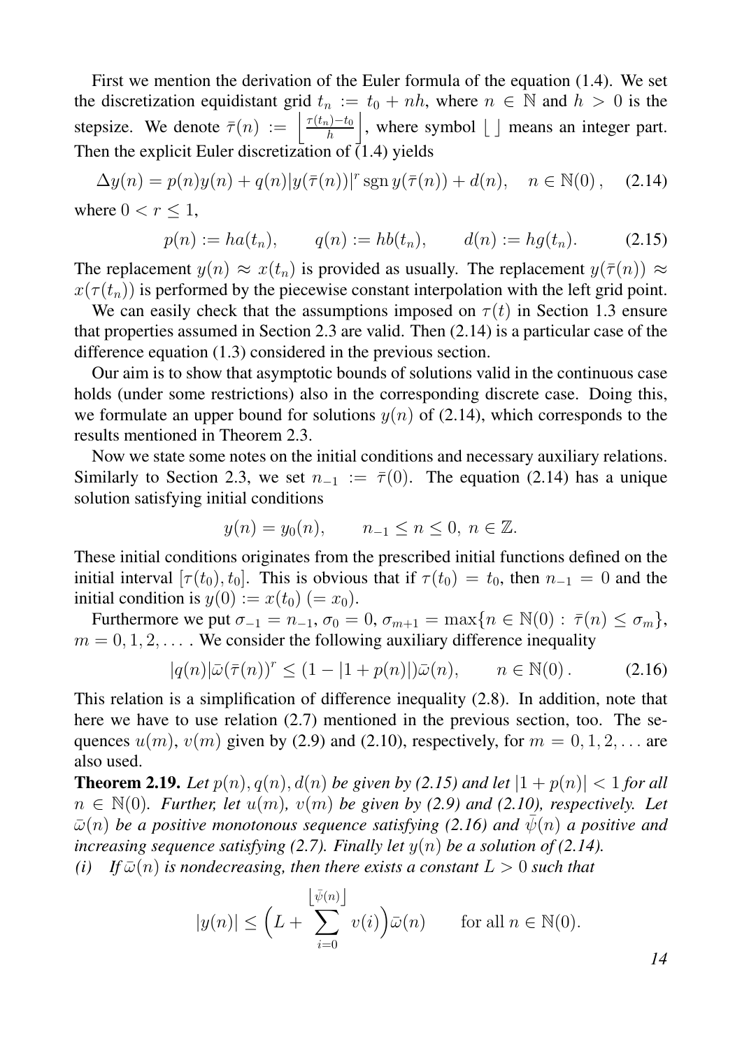First we mention the derivation of the Euler formula of the equation (1.4). We set the discretization equidistant grid $t_n := t_0 + nh$, where $n \in \mathbb{N}$ and $h > 0$ is the stepsize. We denote $\bar{\tau}(n) := \left\lfloor \frac{\tau(t_n)-t_0}{h} \right\rfloor$, where symbol $\lfloor\ \rfloor$ means an integer part. Then the explicit Euler discretization of (1.4) yields

$$\Delta y(n) = p(n)y(n) + q(n)|y(\bar{\tau}(n))|^r \operatorname{sgn} y(\bar{\tau}(n)) + d(n), \quad n \in \mathbb{N}(0)\,, \qquad (2.14)$$

where $0 < r \leq 1$,

$$p(n) := ha(t_n), \qquad q(n) := hb(t_n), \qquad d(n) := hg(t_n). \qquad (2.15)$$

The replacement $y(n) \approx x(t_n)$ is provided as usually. The replacement $y(\bar{\tau}(n)) \approx x(\tau(t_n))$ is performed by the piecewise constant interpolation with the left grid point.

We can easily check that the assumptions imposed on $\tau(t)$ in Section 1.3 ensure that properties assumed in Section 2.3 are valid. Then (2.14) is a particular case of the difference equation (1.3) considered in the previous section.

Our aim is to show that asymptotic bounds of solutions valid in the continuous case holds (under some restrictions) also in the corresponding discrete case. Doing this, we formulate an upper bound for solutions $y(n)$ of (2.14), which corresponds to the results mentioned in Theorem 2.3.

Now we state some notes on the initial conditions and necessary auxiliary relations. Similarly to Section 2.3, we set $n_{-1} := \bar{\tau}(0)$. The equation (2.14) has a unique solution satisfying initial conditions

$$y(n) = y_0(n), \qquad n_{-1} \leq n \leq 0,\ n \in \mathbb{Z}.$$

These initial conditions originates from the prescribed initial functions defined on the initial interval $[\tau(t_0), t_0]$. This is obvious that if $\tau(t_0) = t_0$, then $n_{-1} = 0$ and the initial condition is $y(0) := x(t_0)\ (= x_0)$.

Furthermore we put $\sigma_{-1} = n_{-1}$, $\sigma_0 = 0$, $\sigma_{m+1} = \max\{n \in \mathbb{N}(0) : \bar{\tau}(n) \leq \sigma_m\}$, $m = 0, 1, 2, \ldots$ . We consider the following auxiliary difference inequality

$$|q(n)|\bar{\omega}(\bar{\tau}(n))^r \leq (1 - |1 + p(n)|)\bar{\omega}(n), \qquad n \in \mathbb{N}(0)\,. \qquad (2.16)$$

This relation is a simplification of difference inequality (2.8). In addition, note that here we have to use relation (2.7) mentioned in the previous section, too. The sequences $u(m)$, $v(m)$ given by (2.9) and (2.10), respectively, for $m = 0, 1, 2, \ldots$ are also used.

**Theorem 2.19.** *Let $p(n), q(n), d(n)$ be given by (2.15) and let $|1 + p(n)| < 1$ for all $n \in \mathbb{N}(0)$. Further, let $u(m)$, $v(m)$ be given by (2.9) and (2.10), respectively. Let $\bar{\omega}(n)$ be a positive monotonous sequence satisfying (2.16) and $\bar{\psi}(n)$ a positive and increasing sequence satisfying (2.7). Finally let $y(n)$ be a solution of (2.14).*

*(i) If $\bar{\omega}(n)$ is nondecreasing, then there exists a constant $L > 0$ such that*

$$|y(n)| \leq \Big(L + \sum_{i=0}^{\lfloor \bar{\psi}(n) \rfloor} v(i)\Big)\bar{\omega}(n) \qquad \text{for all } n \in \mathbb{N}(0).$$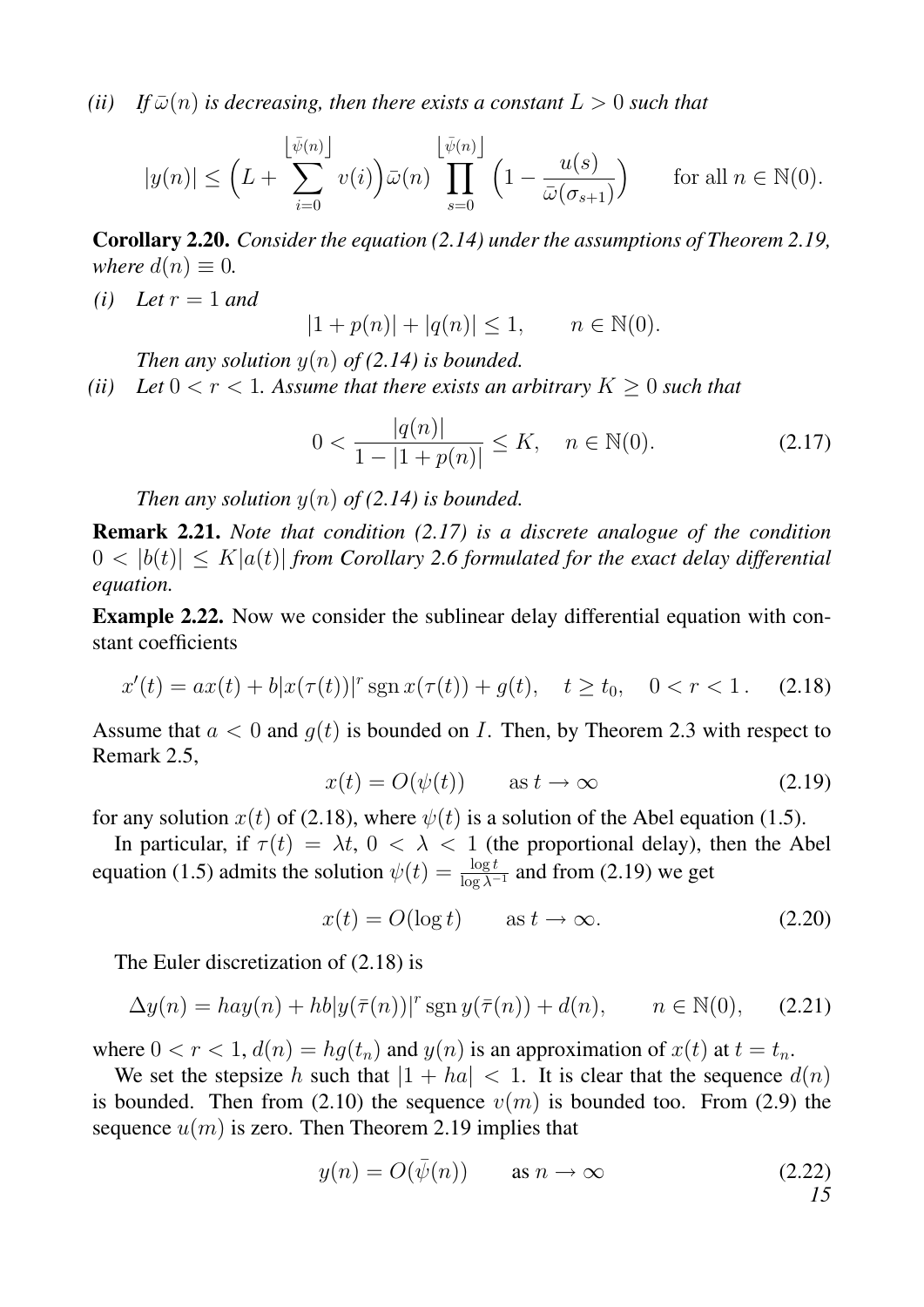*(ii)* *If $\bar{\omega}(n)$ is decreasing, then there exists a constant $L > 0$ such that*

$$|y(n)| \le \Big(L + \sum_{i=0}^{\lfloor \bar{\psi}(n) \rfloor} v(i)\Big)\bar{\omega}(n) \prod_{s=0}^{\lfloor \bar{\psi}(n) \rfloor} \Big(1 - \frac{u(s)}{\bar{\omega}(\sigma_{s+1})}\Big) \qquad \text{for all } n \in \mathbb{N}(0).$$

**Corollary 2.20.** *Consider the equation (2.14) under the assumptions of Theorem 2.19, where $d(n) \equiv 0$.*

*(i)* *Let $r = 1$ and*

$$|1 + p(n)| + |q(n)| \le 1, \qquad n \in \mathbb{N}(0).$$

*Then any solution $y(n)$ of (2.14) is bounded.*

*(ii)* *Let $0 < r < 1$. Assume that there exists an arbitrary $K \ge 0$ such that*

$$0 < \frac{|q(n)|}{1 - |1 + p(n)|} \le K, \quad n \in \mathbb{N}(0). \tag{2.17}$$

*Then any solution $y(n)$ of (2.14) is bounded.*

**Remark 2.21.** *Note that condition (2.17) is a discrete analogue of the condition $0 < |b(t)| \le K|a(t)|$ from Corollary 2.6 formulated for the exact delay differential equation.*

**Example 2.22.** Now we consider the sublinear delay differential equation with constant coefficients

$$x'(t) = ax(t) + b|x(\tau(t))|^r \operatorname{sgn} x(\tau(t)) + g(t), \quad t \ge t_0, \quad 0 < r < 1\,. \tag{2.18}$$

Assume that $a < 0$ and $g(t)$ is bounded on $I$. Then, by Theorem 2.3 with respect to Remark 2.5,

$$x(t) = O(\psi(t)) \qquad \text{as } t \to \infty \tag{2.19}$$

for any solution $x(t)$ of (2.18), where $\psi(t)$ is a solution of the Abel equation (1.5).

In particular, if $\tau(t) = \lambda t$, $0 < \lambda < 1$ (the proportional delay), then the Abel equation (1.5) admits the solution $\psi(t) = \frac{\log t}{\log \lambda^{-1}}$ and from (2.19) we get

$$x(t) = O(\log t) \qquad \text{as } t \to \infty. \tag{2.20}$$

The Euler discretization of (2.18) is

$$\Delta y(n) = hay(n) + hb|y(\bar{\tau}(n))|^r \operatorname{sgn} y(\bar{\tau}(n)) + d(n), \qquad n \in \mathbb{N}(0), \tag{2.21}$$

where $0 < r < 1$, $d(n) = hg(t_n)$ and $y(n)$ is an approximation of $x(t)$ at $t = t_n$.

We set the stepsize $h$ such that $|1 + ha| < 1$. It is clear that the sequence $d(n)$ is bounded. Then from (2.10) the sequence $v(m)$ is bounded too. From (2.9) the sequence $u(m)$ is zero. Then Theorem 2.19 implies that

$$y(n) = O(\bar{\psi}(n)) \qquad \text{as } n \to \infty \tag{2.22}$$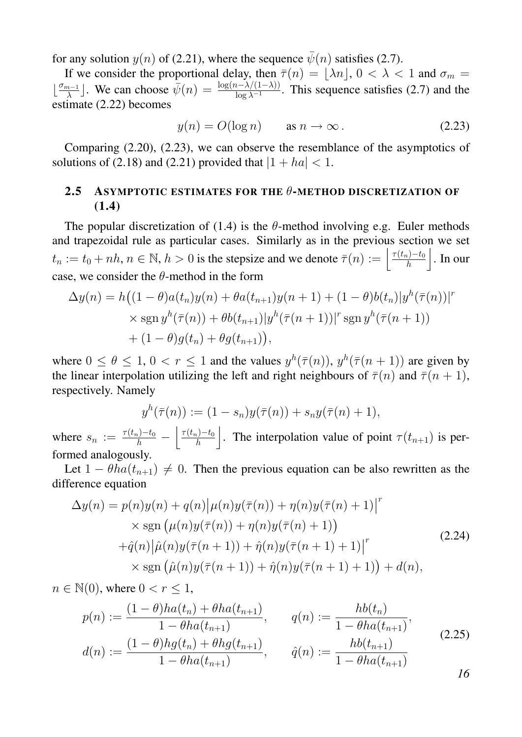for any solution $y(n)$ of (2.21), where the sequence $\bar{\psi}(n)$ satisfies (2.7).

If we consider the proportional delay, then $\bar{\tau}(n) = \lfloor \lambda n \rfloor$, $0 < \lambda < 1$ and $\sigma_m = \lfloor \frac{\sigma_{m-1}}{\lambda} \rfloor$. We can choose $\bar{\psi}(n) = \frac{\log(n-\lambda/(1-\lambda))}{\log \lambda^{-1}}$. This sequence satisfies (2.7) and the estimate (2.22) becomes

$$y(n) = O(\log n) \qquad \text{as } n \to \infty\,. \tag{2.23}$$

Comparing (2.20), (2.23), we can observe the resemblance of the asymptotics of solutions of (2.18) and (2.21) provided that $|1 + ha| < 1$.

## 2.5 Asymptotic estimates for the $\theta$-method discretization of (1.4)

The popular discretization of (1.4) is the $\theta$-method involving e.g. Euler methods and trapezoidal rule as particular cases. Similarly as in the previous section we set $t_n := t_0 + nh$, $n \in \mathbb{N}$, $h > 0$ is the stepsize and we denote $\bar{\tau}(n) := \left\lfloor \frac{\tau(t_n)-t_0}{h} \right\rfloor$. In our case, we consider the $\theta$-method in the form

$$\begin{aligned}
\Delta y(n) = h\big(&(1-\theta)a(t_n)y(n) + \theta a(t_{n+1})y(n+1) + (1-\theta)b(t_n)|y^h(\bar{\tau}(n))|^r \\
&\times \operatorname{sgn} y^h(\bar{\tau}(n)) + \theta b(t_{n+1})|y^h(\bar{\tau}(n+1))|^r \operatorname{sgn} y^h(\bar{\tau}(n+1)) \\
&+ (1-\theta)g(t_n) + \theta g(t_{n+1})\big),
\end{aligned}$$

where $0 \le \theta \le 1$, $0 < r \le 1$ and the values $y^h(\bar{\tau}(n))$, $y^h(\bar{\tau}(n+1))$ are given by the linear interpolation utilizing the left and right neighbours of $\bar{\tau}(n)$ and $\bar{\tau}(n+1)$, respectively. Namely

$$y^h(\bar{\tau}(n)) := (1-s_n)y(\bar{\tau}(n)) + s_n y(\bar{\tau}(n)+1),$$

where $s_n := \frac{\tau(t_n)-t_0}{h} - \left\lfloor \frac{\tau(t_n)-t_0}{h} \right\rfloor$. The interpolation value of point $\tau(t_{n+1})$ is performed analogously.

Let $1 - \theta h a(t_{n+1}) \neq 0$. Then the previous equation can be also rewritten as the difference equation

$$\begin{aligned}
\Delta y(n) = p(n)y(n) &+ q(n)\big|\mu(n)y(\bar{\tau}(n)) + \eta(n)y(\bar{\tau}(n)+1)\big|^r \\
&\times \operatorname{sgn}\big(\mu(n)y(\bar{\tau}(n)) + \eta(n)y(\bar{\tau}(n)+1)\big) \\
&+ \hat{q}(n)\big|\hat{\mu}(n)y(\bar{\tau}(n+1)) + \hat{\eta}(n)y(\bar{\tau}(n+1)+1)\big|^r \\
&\times \operatorname{sgn}\big(\hat{\mu}(n)y(\bar{\tau}(n+1)) + \hat{\eta}(n)y(\bar{\tau}(n+1)+1)\big) + d(n),
\end{aligned} \tag{2.24}$$

$n \in \mathbb{N}(0)$, where $0 < r \le 1$,

$$\begin{aligned}
p(n) &:= \frac{(1-\theta)ha(t_n) + \theta ha(t_{n+1})}{1-\theta ha(t_{n+1})}, \qquad q(n) := \frac{hb(t_n)}{1-\theta ha(t_{n+1})}, \\
d(n) &:= \frac{(1-\theta)hg(t_n) + \theta hg(t_{n+1})}{1-\theta ha(t_{n+1})}, \qquad \hat{q}(n) := \frac{hb(t_{n+1})}{1-\theta ha(t_{n+1})}
\end{aligned} \tag{2.25}$$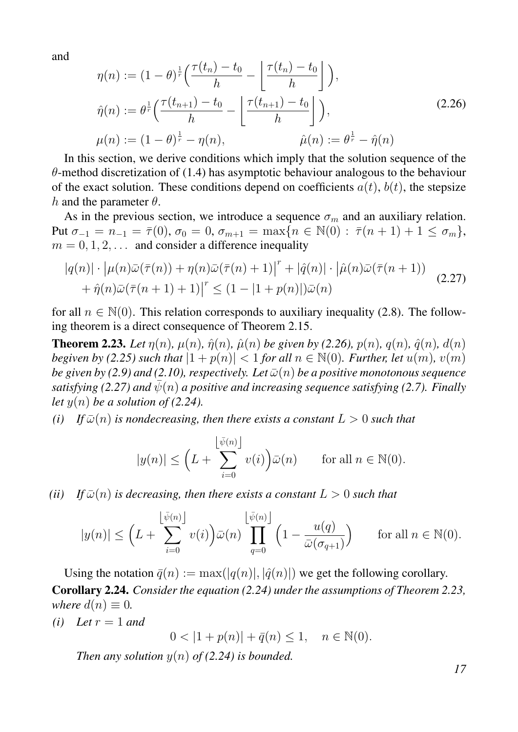and

$$
\begin{aligned}
\eta(n) &:= (1-\theta)^{\frac{1}{r}}\Big(\frac{\tau(t_n)-t_0}{h} - \Big\lfloor \frac{\tau(t_n)-t_0}{h}\Big\rfloor\Big),\\
\hat{\eta}(n) &:= \theta^{\frac{1}{r}}\Big(\frac{\tau(t_{n+1})-t_0}{h} - \Big\lfloor \frac{\tau(t_{n+1})-t_0}{h}\Big\rfloor\Big),\\
\mu(n) &:= (1-\theta)^{\frac{1}{r}} - \eta(n), \qquad\qquad \hat{\mu}(n) := \theta^{\frac{1}{r}} - \hat{\eta}(n)
\end{aligned}
\tag{2.26}
$$

In this section, we derive conditions which imply that the solution sequence of the $\theta$-method discretization of (1.4) has asymptotic behaviour analogous to the behaviour of the exact solution. These conditions depend on coefficients $a(t)$, $b(t)$, the stepsize $h$ and the parameter $\theta$.

As in the previous section, we introduce a sequence $\sigma_m$ and an auxiliary relation. Put $\sigma_{-1} = n_{-1} = \bar{\tau}(0)$, $\sigma_0 = 0$, $\sigma_{m+1} = \max\{n \in \mathbb{N}(0) : \bar{\tau}(n+1) + 1 \le \sigma_m\}$, $m = 0, 1, 2, \ldots$ and consider a difference inequality

$$
\begin{aligned}
|q(n)| \cdot \big|\mu(n)\bar{\omega}(\bar{\tau}(n)) + \eta(n)\bar{\omega}(\bar{\tau}(n)+1)\big|^r + |\hat{q}(n)| \cdot \big|\hat{\mu}(n)\bar{\omega}(\bar{\tau}(n+1))\\
+ \hat{\eta}(n)\bar{\omega}(\bar{\tau}(n+1)+1)\big|^r \le (1 - |1+p(n)|)\bar{\omega}(n)
\end{aligned}
\tag{2.27}
$$

for all $n \in \mathbb{N}(0)$. This relation corresponds to auxiliary inequality (2.8). The following theorem is a direct consequence of Theorem 2.15.

**Theorem 2.23.** *Let $\eta(n)$, $\mu(n)$, $\hat{\eta}(n)$, $\hat{\mu}(n)$ be given by (2.26), $p(n)$, $q(n)$, $\hat{q}(n)$, $d(n)$ begiven by (2.25) such that $|1+p(n)| < 1$ for all $n \in \mathbb{N}(0)$. Further, let $u(m)$, $v(m)$ be given by (2.9) and (2.10), respectively. Let $\bar{\omega}(n)$ be a positive monotonous sequence satisfying (2.27) and $\bar{\psi}(n)$ a positive and increasing sequence satisfying (2.7). Finally let $y(n)$ be a solution of (2.24).*

*(i) If $\bar{\omega}(n)$ is nondecreasing, then there exists a constant $L > 0$ such that*

$$
|y(n)| \le \Big(L + \sum_{i=0}^{\lfloor \bar{\psi}(n)\rfloor} v(i)\Big)\bar{\omega}(n) \qquad \text{for all } n \in \mathbb{N}(0).
$$

*(ii) If $\bar{\omega}(n)$ is decreasing, then there exists a constant $L > 0$ such that*

$$
|y(n)| \le \Big(L + \sum_{i=0}^{\lfloor \bar{\psi}(n)\rfloor} v(i)\Big)\bar{\omega}(n) \prod_{q=0}^{\lfloor \bar{\psi}(n)\rfloor}\Big(1 - \frac{u(q)}{\bar{\omega}(\sigma_{q+1})}\Big) \qquad \text{for all } n \in \mathbb{N}(0).
$$

Using the notation $\bar{q}(n) := \max(|q(n)|, |\hat{q}(n)|)$ we get the following corollary.

**Corollary 2.24.** *Consider the equation (2.24) under the assumptions of Theorem 2.23, where $d(n) \equiv 0$.*

*(i) Let $r = 1$ and*

$$
0 < |1+p(n)| + \bar{q}(n) \le 1, \quad n \in \mathbb{N}(0).
$$

*Then any solution $y(n)$ of (2.24) is bounded.*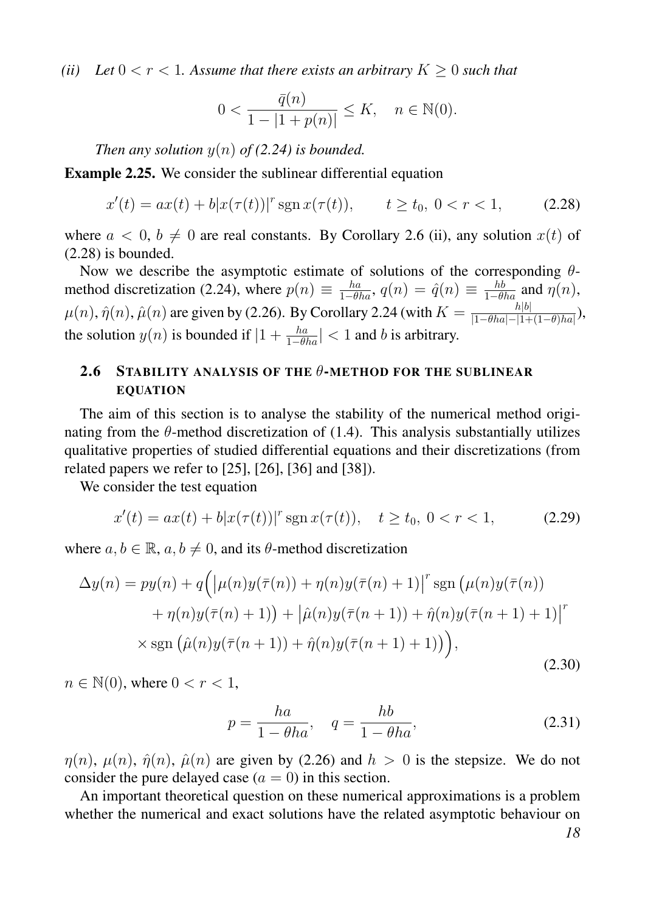*(ii) Let $0 < r < 1$. Assume that there exists an arbitrary $K \geq 0$ such that*

$$0 < \frac{\bar{q}(n)}{1 - |1 + p(n)|} \leq K, \quad n \in \mathbb{N}(0).$$

*Then any solution $y(n)$ of (2.24) is bounded.*

**Example 2.25.** We consider the sublinear differential equation

$$x'(t) = ax(t) + b|x(\tau(t))|^r \operatorname{sgn} x(\tau(t)), \qquad t \geq t_0,\ 0 < r < 1, \tag{2.28}$$

where $a < 0$, $b \neq 0$ are real constants. By Corollary 2.6 (ii), any solution $x(t)$ of (2.28) is bounded.

Now we describe the asymptotic estimate of solutions of the corresponding $\theta$-method discretization (2.24), where $p(n) \equiv \frac{ha}{1-\theta ha}$, $q(n) = \hat{q}(n) \equiv \frac{hb}{1-\theta ha}$ and $\eta(n)$, $\mu(n)$, $\hat{\eta}(n)$, $\hat{\mu}(n)$ are given by (2.26). By Corollary 2.24 (with $K = \frac{h|b|}{|1-\theta ha| - |1+(1-\theta)ha|}$), the solution $y(n)$ is bounded if $|1 + \frac{ha}{1-\theta ha}| < 1$ and $b$ is arbitrary.

## 2.6 Stability analysis of the $\theta$-method for the sublinear equation

The aim of this section is to analyse the stability of the numerical method originating from the $\theta$-method discretization of (1.4). This analysis substantially utilizes qualitative properties of studied differential equations and their discretizations (from related papers we refer to [25], [26], [36] and [38]).

We consider the test equation

$$x'(t) = ax(t) + b|x(\tau(t))|^r \operatorname{sgn} x(\tau(t)), \quad t \geq t_0,\ 0 < r < 1, \tag{2.29}$$

where $a, b \in \mathbb{R}$, $a, b \neq 0$, and its $\theta$-method discretization

$$\begin{aligned}
\Delta y(n) = py(n) + q\Big(&\big|\mu(n)y(\bar{\tau}(n)) + \eta(n)y(\bar{\tau}(n)+1)\big|^r \operatorname{sgn}\big(\mu(n)y(\bar{\tau}(n)) \\
&+ \eta(n)y(\bar{\tau}(n)+1)\big) + \big|\hat{\mu}(n)y(\bar{\tau}(n+1)) + \hat{\eta}(n)y(\bar{\tau}(n+1)+1)\big|^r \\
&\times \operatorname{sgn}\big(\hat{\mu}(n)y(\bar{\tau}(n+1)) + \hat{\eta}(n)y(\bar{\tau}(n+1)+1)\big)\Big),
\end{aligned} \tag{2.30}$$

$n \in \mathbb{N}(0)$, where $0 < r < 1$,

$$p = \frac{ha}{1-\theta ha}, \quad q = \frac{hb}{1-\theta ha}, \tag{2.31}$$

$\eta(n)$, $\mu(n)$, $\hat{\eta}(n)$, $\hat{\mu}(n)$ are given by (2.26) and $h > 0$ is the stepsize. We do not consider the pure delayed case ($a = 0$) in this section.

An important theoretical question on these numerical approximations is a problem whether the numerical and exact solutions have the related asymptotic behaviour on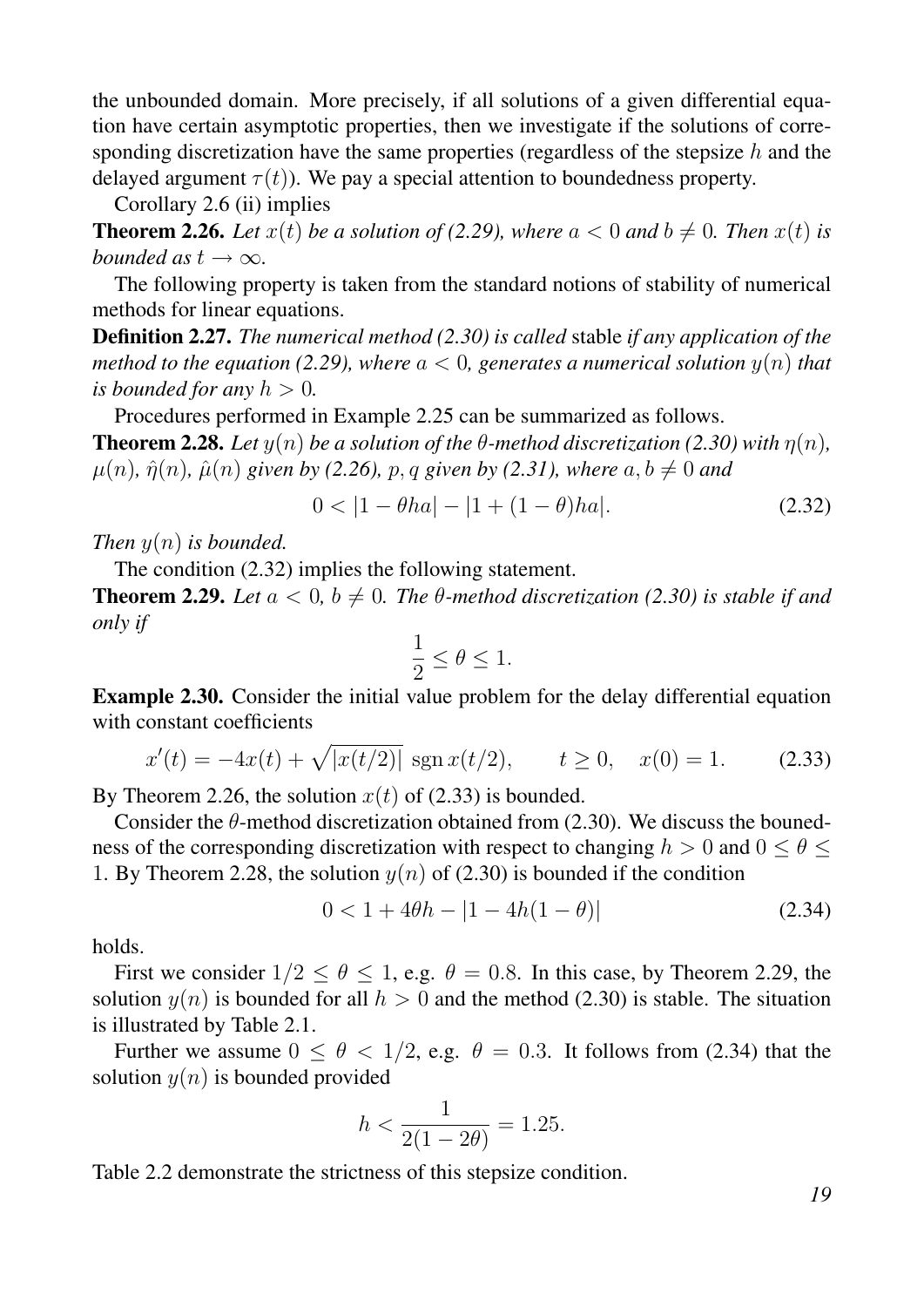the unbounded domain. More precisely, if all solutions of a given differential equation have certain asymptotic properties, then we investigate if the solutions of corresponding discretization have the same properties (regardless of the stepsize $h$ and the delayed argument $\tau(t)$). We pay a special attention to boundedness property.

Corollary 2.6 (ii) implies

**Theorem 2.26.** *Let $x(t)$ be a solution of (2.29), where $a < 0$ and $b \neq 0$. Then $x(t)$ is bounded as $t \to \infty$.*

The following property is taken from the standard notions of stability of numerical methods for linear equations.

**Definition 2.27.** *The numerical method (2.30) is called* stable *if any application of the method to the equation (2.29), where $a < 0$, generates a numerical solution $y(n)$ that is bounded for any $h > 0$.*

Procedures performed in Example 2.25 can be summarized as follows.

**Theorem 2.28.** *Let $y(n)$ be a solution of the $\theta$-method discretization (2.30) with $\eta(n)$, $\mu(n)$, $\hat{\eta}(n)$, $\hat{\mu}(n)$ given by (2.26), $p, q$ given by (2.31), where $a, b \neq 0$ and*

$$0 < |1 - \theta ha| - |1 + (1 - \theta)ha|. \tag{2.32}$$

*Then $y(n)$ is bounded.*

The condition (2.32) implies the following statement.

**Theorem 2.29.** *Let $a < 0$, $b \neq 0$. The $\theta$-method discretization (2.30) is stable if and only if*

$$\frac{1}{2} \leq \theta \leq 1.$$

**Example 2.30.** Consider the initial value problem for the delay differential equation with constant coefficients

$$x'(t) = -4x(t) + \sqrt{|x(t/2)|}\ \operatorname{sgn} x(t/2), \qquad t \geq 0, \quad x(0) = 1. \tag{2.33}$$

By Theorem 2.26, the solution $x(t)$ of (2.33) is bounded.

Consider the $\theta$-method discretization obtained from (2.30). We discuss the bounedness of the corresponding discretization with respect to changing $h > 0$ and $0 \leq \theta \leq 1$. By Theorem 2.28, the solution $y(n)$ of (2.30) is bounded if the condition

$$0 < 1 + 4\theta h - |1 - 4h(1 - \theta)| \tag{2.34}$$

holds.

First we consider $1/2 \leq \theta \leq 1$, e.g. $\theta = 0.8$. In this case, by Theorem 2.29, the solution $y(n)$ is bounded for all $h > 0$ and the method (2.30) is stable. The situation is illustrated by Table 2.1.

Further we assume $0 \leq \theta < 1/2$, e.g. $\theta = 0.3$. It follows from (2.34) that the solution $y(n)$ is bounded provided

$$h < \frac{1}{2(1 - 2\theta)} = 1.25.$$

Table 2.2 demonstrate the strictness of this stepsize condition.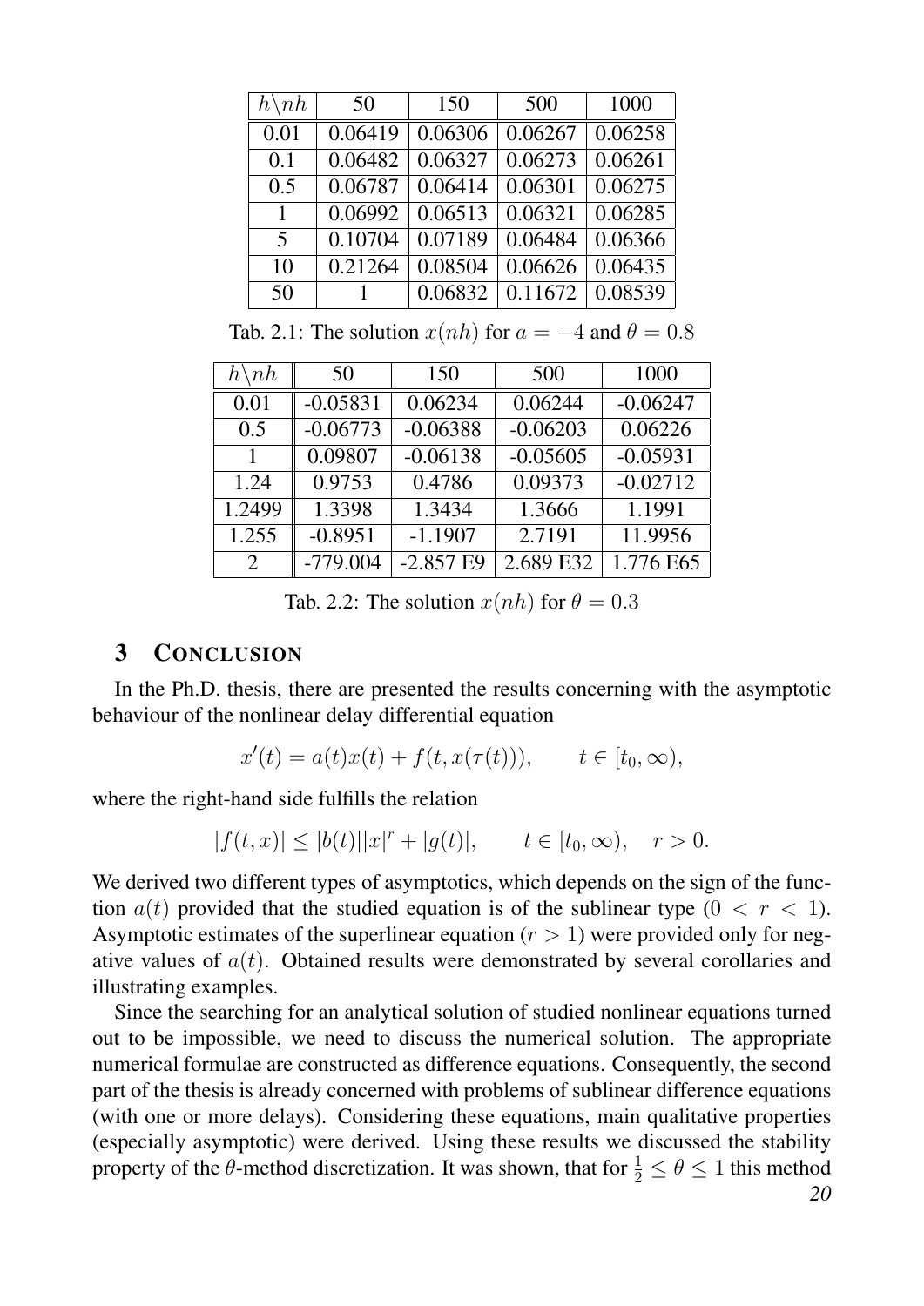| $h\backslash nh$ | 50 | 150 | 500 | 1000 |
|---|---|---|---|---|
| 0.01 | 0.06419 | 0.06306 | 0.06267 | 0.06258 |
| 0.1 | 0.06482 | 0.06327 | 0.06273 | 0.06261 |
| 0.5 | 0.06787 | 0.06414 | 0.06301 | 0.06275 |
| 1 | 0.06992 | 0.06513 | 0.06321 | 0.06285 |
| 5 | 0.10704 | 0.07189 | 0.06484 | 0.06366 |
| 10 | 0.21264 | 0.08504 | 0.06626 | 0.06435 |
| 50 | 1 | 0.06832 | 0.11672 | 0.08539 |

Tab. 2.1: The solution $x(nh)$ for $a = -4$ and $\theta = 0.8$

| $h\backslash nh$ | 50 | 150 | 500 | 1000 |
|---|---|---|---|---|
| 0.01 | -0.05831 | 0.06234 | 0.06244 | -0.06247 |
| 0.5 | -0.06773 | -0.06388 | -0.06203 | 0.06226 |
| 1 | 0.09807 | -0.06138 | -0.05605 | -0.05931 |
| 1.24 | 0.9753 | 0.4786 | 0.09373 | -0.02712 |
| 1.2499 | 1.3398 | 1.3434 | 1.3666 | 1.1991 |
| 1.255 | -0.8951 | -1.1907 | 2.7191 | 11.9956 |
| 2 | -779.004 | -2.857 E9 | 2.689 E32 | 1.776 E65 |

Tab. 2.2: The solution $x(nh)$ for $\theta = 0.3$

## 3 CONCLUSION

In the Ph.D. thesis, there are presented the results concerning with the asymptotic behaviour of the nonlinear delay differential equation

$$x'(t) = a(t)x(t) + f(t, x(\tau(t))), \qquad t \in [t_0, \infty),$$

where the right-hand side fulfills the relation

$$|f(t,x)| \le |b(t)||x|^r + |g(t)|, \qquad t \in [t_0, \infty), \quad r > 0.$$

We derived two different types of asymptotics, which depends on the sign of the function $a(t)$ provided that the studied equation is of the sublinear type ($0 < r < 1$). Asymptotic estimates of the superlinear equation ($r > 1$) were provided only for negative values of $a(t)$. Obtained results were demonstrated by several corollaries and illustrating examples.

Since the searching for an analytical solution of studied nonlinear equations turned out to be impossible, we need to discuss the numerical solution. The appropriate numerical formulae are constructed as difference equations. Consequently, the second part of the thesis is already concerned with problems of sublinear difference equations (with one or more delays). Considering these equations, main qualitative properties (especially asymptotic) were derived. Using these results we discussed the stability property of the $\theta$-method discretization. It was shown, that for $\frac{1}{2} \le \theta \le 1$ this method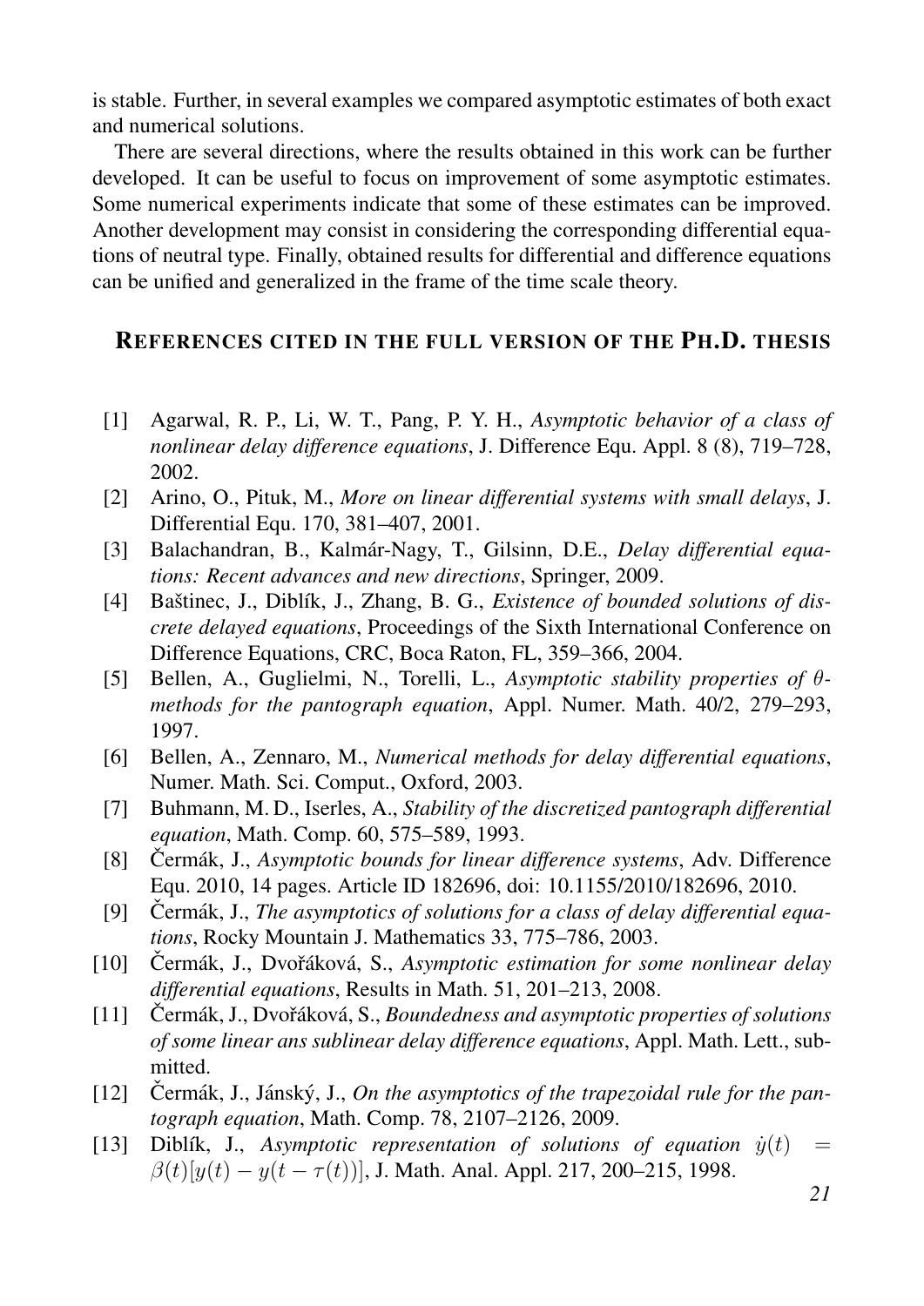is stable. Further, in several examples we compared asymptotic estimates of both exact and numerical solutions.

There are several directions, where the results obtained in this work can be further developed. It can be useful to focus on improvement of some asymptotic estimates. Some numerical experiments indicate that some of these estimates can be improved. Another development may consist in considering the corresponding differential equations of neutral type. Finally, obtained results for differential and difference equations can be unified and generalized in the frame of the time scale theory.

## References cited in the full version of the Ph.D. thesis

[1] Agarwal, R. P., Li, W. T., Pang, P. Y. H., *Asymptotic behavior of a class of nonlinear delay difference equations*, J. Difference Equ. Appl. 8 (8), 719–728, 2002.

[2] Arino, O., Pituk, M., *More on linear differential systems with small delays*, J. Differential Equ. 170, 381–407, 2001.

[3] Balachandran, B., Kalmár-Nagy, T., Gilsinn, D.E., *Delay differential equations: Recent advances and new directions*, Springer, 2009.

[4] Baštinec, J., Diblík, J., Zhang, B. G., *Existence of bounded solutions of discrete delayed equations*, Proceedings of the Sixth International Conference on Difference Equations, CRC, Boca Raton, FL, 359–366, 2004.

[5] Bellen, A., Guglielmi, N., Torelli, L., *Asymptotic stability properties of $\theta$-methods for the pantograph equation*, Appl. Numer. Math. 40/2, 279–293, 1997.

[6] Bellen, A., Zennaro, M., *Numerical methods for delay differential equations*, Numer. Math. Sci. Comput., Oxford, 2003.

[7] Buhmann, M. D., Iserles, A., *Stability of the discretized pantograph differential equation*, Math. Comp. 60, 575–589, 1993.

[8] Čermák, J., *Asymptotic bounds for linear difference systems*, Adv. Difference Equ. 2010, 14 pages. Article ID 182696, doi: 10.1155/2010/182696, 2010.

[9] Čermák, J., *The asymptotics of solutions for a class of delay differential equations*, Rocky Mountain J. Mathematics 33, 775–786, 2003.

[10] Čermák, J., Dvořáková, S., *Asymptotic estimation for some nonlinear delay differential equations*, Results in Math. 51, 201–213, 2008.

[11] Čermák, J., Dvořáková, S., *Boundedness and asymptotic properties of solutions of some linear ans sublinear delay difference equations*, Appl. Math. Lett., submitted.

[12] Čermák, J., Jánský, J., *On the asymptotics of the trapezoidal rule for the pantograph equation*, Math. Comp. 78, 2107–2126, 2009.

[13] Diblík, J., *Asymptotic representation of solutions of equation $\dot{y}(t) = \beta(t)[y(t) - y(t-\tau(t))]$*, J. Math. Anal. Appl. 217, 200–215, 1998.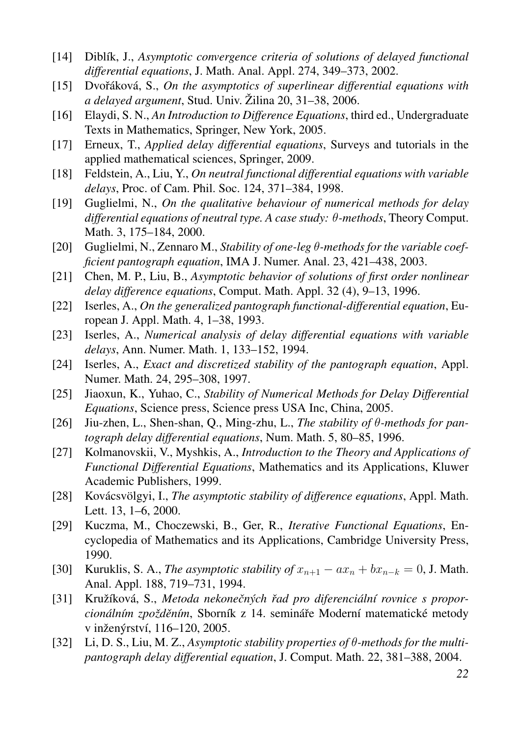[14] Diblík, J., *Asymptotic convergence criteria of solutions of delayed functional differential equations*, J. Math. Anal. Appl. 274, 349–373, 2002.

[15] Dvořáková, S., *On the asymptotics of superlinear differential equations with a delayed argument*, Stud. Univ. Žilina 20, 31–38, 2006.

[16] Elaydi, S. N., *An Introduction to Difference Equations*, third ed., Undergraduate Texts in Mathematics, Springer, New York, 2005.

[17] Erneux, T., *Applied delay differential equations*, Surveys and tutorials in the applied mathematical sciences, Springer, 2009.

[18] Feldstein, A., Liu, Y., *On neutral functional differential equations with variable delays*, Proc. of Cam. Phil. Soc. 124, 371–384, 1998.

[19] Guglielmi, N., *On the qualitative behaviour of numerical methods for delay differential equations of neutral type. A case study: $\theta$-methods*, Theory Comput. Math. 3, 175–184, 2000.

[20] Guglielmi, N., Zennaro M., *Stability of one-leg $\theta$-methods for the variable coefficient pantograph equation*, IMA J. Numer. Anal. 23, 421–438, 2003.

[21] Chen, M. P., Liu, B., *Asymptotic behavior of solutions of first order nonlinear delay difference equations*, Comput. Math. Appl. 32 (4), 9–13, 1996.

[22] Iserles, A., *On the generalized pantograph functional-differential equation*, European J. Appl. Math. 4, 1–38, 1993.

[23] Iserles, A., *Numerical analysis of delay differential equations with variable delays*, Ann. Numer. Math. 1, 133–152, 1994.

[24] Iserles, A., *Exact and discretized stability of the pantograph equation*, Appl. Numer. Math. 24, 295–308, 1997.

[25] Jiaoxun, K., Yuhao, C., *Stability of Numerical Methods for Delay Differential Equations*, Science press, Science press USA Inc, China, 2005.

[26] Jiu-zhen, L., Shen-shan, Q., Ming-zhu, L., *The stability of $\theta$-methods for pantograph delay differential equations*, Num. Math. 5, 80–85, 1996.

[27] Kolmanovskii, V., Myshkis, A., *Introduction to the Theory and Applications of Functional Differential Equations*, Mathematics and its Applications, Kluwer Academic Publishers, 1999.

[28] Kovácsvölgyi, I., *The asymptotic stability of difference equations*, Appl. Math. Lett. 13, 1–6, 2000.

[29] Kuczma, M., Choczewski, B., Ger, R., *Iterative Functional Equations*, Encyclopedia of Mathematics and its Applications, Cambridge University Press, 1990.

[30] Kuruklis, S. A., *The asymptotic stability of $x_{n+1} - ax_n + bx_{n-k} = 0$*, J. Math. Anal. Appl. 188, 719–731, 1994.

[31] Kružíková, S., *Metoda nekonečných řad pro diferenciální rovnice s proporcionálním zpožděním*, Sborník z 14. semináře Moderní matematické metody v inženýrství, 116–120, 2005.

[32] Li, D. S., Liu, M. Z., *Asymptotic stability properties of $\theta$-methods for the multi-pantograph delay differential equation*, J. Comput. Math. 22, 381–388, 2004.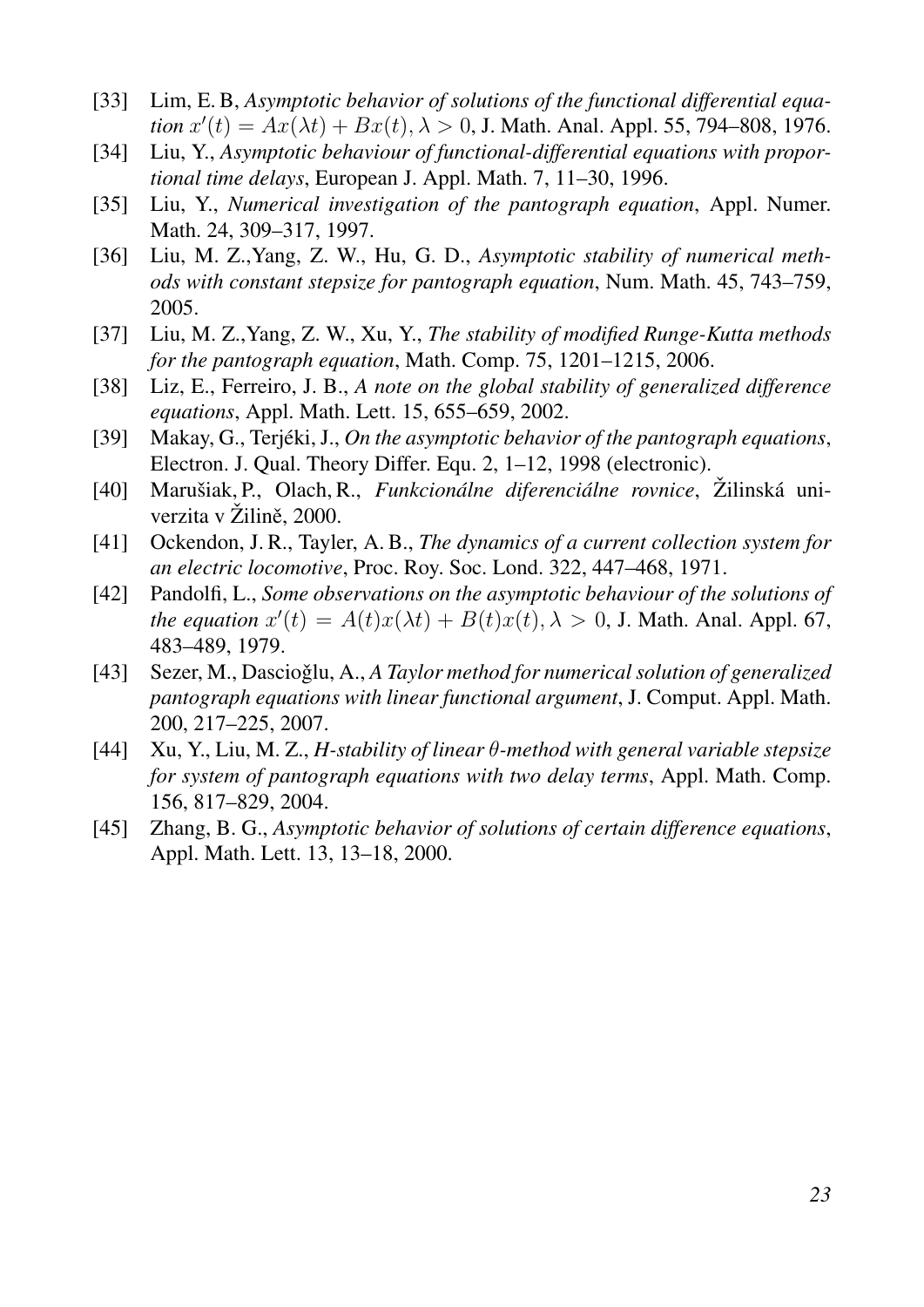[33] Lim, E. B, *Asymptotic behavior of solutions of the functional differential equation $x'(t) = Ax(\lambda t) + Bx(t), \lambda > 0$*, J. Math. Anal. Appl. 55, 794–808, 1976.

[34] Liu, Y., *Asymptotic behaviour of functional-differential equations with proportional time delays*, European J. Appl. Math. 7, 11–30, 1996.

[35] Liu, Y., *Numerical investigation of the pantograph equation*, Appl. Numer. Math. 24, 309–317, 1997.

[36] Liu, M. Z.,Yang, Z. W., Hu, G. D., *Asymptotic stability of numerical methods with constant stepsize for pantograph equation*, Num. Math. 45, 743–759, 2005.

[37] Liu, M. Z.,Yang, Z. W., Xu, Y., *The stability of modified Runge-Kutta methods for the pantograph equation*, Math. Comp. 75, 1201–1215, 2006.

[38] Liz, E., Ferreiro, J. B., *A note on the global stability of generalized difference equations*, Appl. Math. Lett. 15, 655–659, 2002.

[39] Makay, G., Terjéki, J., *On the asymptotic behavior of the pantograph equations*, Electron. J. Qual. Theory Differ. Equ. 2, 1–12, 1998 (electronic).

[40] Marušiak, P., Olach, R., *Funkcionálne diferenciálne rovnice*, Žilinská univerzita v Žilině, 2000.

[41] Ockendon, J. R., Tayler, A. B., *The dynamics of a current collection system for an electric locomotive*, Proc. Roy. Soc. Lond. 322, 447–468, 1971.

[42] Pandolfi, L., *Some observations on the asymptotic behaviour of the solutions of the equation $x'(t) = A(t)x(\lambda t) + B(t)x(t), \lambda > 0$*, J. Math. Anal. Appl. 67, 483–489, 1979.

[43] Sezer, M., Dascioğlu, A., *A Taylor method for numerical solution of generalized pantograph equations with linear functional argument*, J. Comput. Appl. Math. 200, 217–225, 2007.

[44] Xu, Y., Liu, M. Z., *H-stability of linear $\theta$-method with general variable stepsize for system of pantograph equations with two delay terms*, Appl. Math. Comp. 156, 817–829, 2004.

[45] Zhang, B. G., *Asymptotic behavior of solutions of certain difference equations*, Appl. Math. Lett. 13, 13–18, 2000.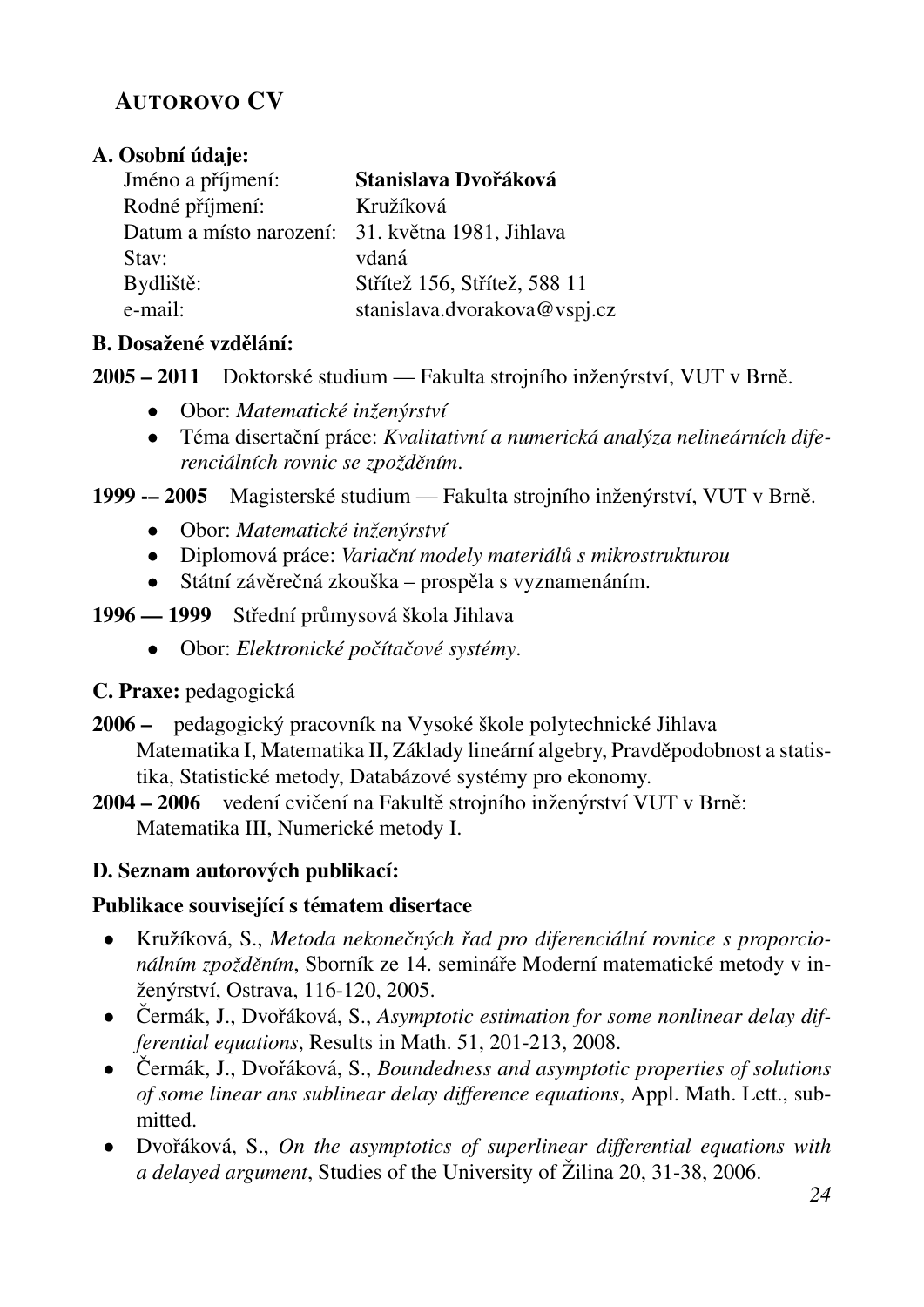## AUTOROVO CV

### A. Osobní údaje:

| | |
|---|---|
| Jméno a příjmení: | **Stanislava Dvořáková** |
| Rodné příjmení: | Kružíková |
| Datum a místo narození: | 31. května 1981, Jihlava |
| Stav: | vdaná |
| Bydliště: | Střítež 156, Střítež, 588 11 |
| e-mail: | stanislava.dvorakova@vspj.cz |

### B. Dosažené vzdělání:

**2005 – 2011** Doktorské studium — Fakulta strojního inženýrství, VUT v Brně.

- Obor: *Matematické inženýrství*
- Téma disertační práce: *Kvalitativní a numerická analýza nelineárních diferenciálních rovnic se zpožděním*.

**1999 -– 2005** Magisterské studium — Fakulta strojního inženýrství, VUT v Brně.

- Obor: *Matematické inženýrství*
- Diplomová práce: *Variační modely materiálů s mikrostrukturou*
- Státní závěrečná zkouška – prospěla s vyznamenáním.

**1996 — 1999** Střední průmyslová škola Jihlava

- Obor: *Elektronické počítačové systémy*.

### C. Praxe: pedagogická

**2006 –** pedagogický pracovník na Vysoké škole polytechnické Jihlava
Matematika I, Matematika II, Základy lineární algebry, Pravděpodobnost a statistika, Statistické metody, Databázové systémy pro ekonomy.

**2004 – 2006** vedení cvičení na Fakultě strojního inženýrství VUT v Brně:
Matematika III, Numerické metody I.

### D. Seznam autorových publikací:

#### Publikace související s tématem disertace

- Kružíková, S., *Metoda nekonečných řad pro diferenciální rovnice s proporcionálním zpožděním*, Sborník ze 14. semináře Moderní matematické metody v inženýrství, Ostrava, 116-120, 2005.
- Čermák, J., Dvořáková, S., *Asymptotic estimation for some nonlinear delay differential equations*, Results in Math. 51, 201-213, 2008.
- Čermák, J., Dvořáková, S., *Boundedness and asymptotic properties of solutions of some linear ans sublinear delay difference equations*, Appl. Math. Lett., submitted.
- Dvořáková, S., *On the asymptotics of superlinear differential equations with a delayed argument*, Studies of the University of Žilina 20, 31-38, 2006.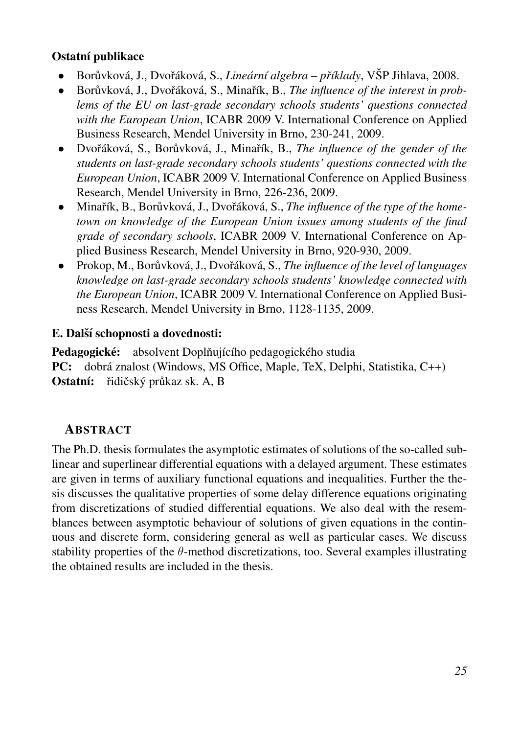### Ostatní publikace

- Borůvková, J., Dvořáková, S., *Lineární algebra – příklady*, VŠP Jihlava, 2008.
- Borůvková, J., Dvořáková, S., Minařík, B., *The influence of the interest in problems of the EU on last-grade secondary schools students' questions connected with the European Union*, ICABR 2009 V. International Conference on Applied Business Research, Mendel University in Brno, 230-241, 2009.
- Dvořáková, S., Borůvková, J., Minařík, B., *The influence of the gender of the students on last-grade secondary schools students' questions connected with the European Union*, ICABR 2009 V. International Conference on Applied Business Research, Mendel University in Brno, 226-236, 2009.
- Minařík, B., Borůvková, J., Dvořáková, S., *The influence of the type of the hometown on knowledge of the European Union issues among students of the final grade of secondary schools*, ICABR 2009 V. International Conference on Applied Business Research, Mendel University in Brno, 920-930, 2009.
- Prokop, M., Borůvková, J., Dvořáková, S., *The influence of the level of languages knowledge on last-grade secondary schools students' knowledge connected with the European Union*, ICABR 2009 V. International Conference on Applied Business Research, Mendel University in Brno, 1128-1135, 2009.

### E. Další schopnosti a dovednosti:

**Pedagogické:** absolvent Doplňujícího pedagogického studia
**PC:** dobrá znalost (Windows, MS Office, Maple, TeX, Delphi, Statistika, C++)
**Ostatní:** řidičský průkaz sk. A, B

## ABSTRACT

The Ph.D. thesis formulates the asymptotic estimates of solutions of the so-called sublinear and superlinear differential equations with a delayed argument. These estimates are given in terms of auxiliary functional equations and inequalities. Further the thesis discusses the qualitative properties of some delay difference equations originating from discretizations of studied differential equations. We also deal with the resemblances between asymptotic behaviour of solutions of given equations in the continuous and discrete form, considering general as well as particular cases. We discuss stability properties of the $\theta$-method discretizations, too. Several examples illustrating the obtained results are included in the thesis.